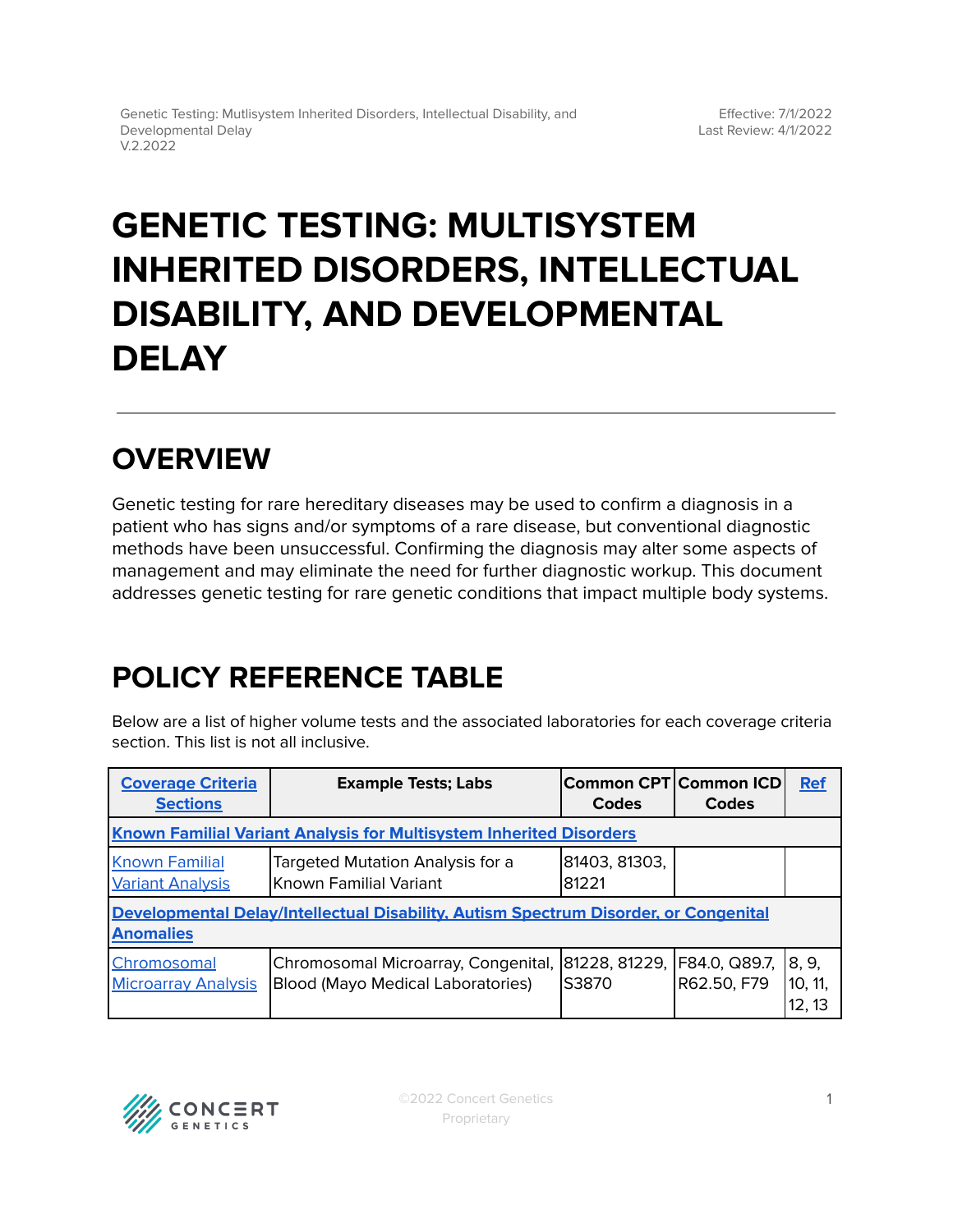# GENETIC TESTING: MULTISYSTEM INHERITED DISORDERS, INTELLECTUAL DISABILITY, AND DEVELOPMENTAL DELAY

## OVERVIEW

Genetic testing for rare hereditary diseases may be used to confirm a diagnosis in a patient who has signs and/or symptoms of a rare disease, but conventional diagnostic methods have been unsuccessful. Confirming the diagnosis may alter some aspects of management and may eliminate the need for further diagnostic workup. This document addresses genetic testing for rare genetic conditions that impact multiple body systems.

## POLICY REFERENCE TABLE

Below are a list of higher volume tests and the associated laboratories for each coverage criteria section. This list is not all inclusive.

| Coverage Criteria Sections | Example Tests; Labs | Common CPT Codes | Common ICD Codes | Ref |
|---|---|---|---|---|
| **Known Familial Variant Analysis for Multisystem Inherited Disorders** | | | | |
| Known Familial Variant Analysis | Targeted Mutation Analysis for a Known Familial Variant | 81403, 81303, 81221 | | |
| **Developmental Delay/Intellectual Disability, Autism Spectrum Disorder, or Congenital Anomalies** | | | | |
| Chromosomal Microarray Analysis | Chromosomal Microarray, Congenital, Blood (Mayo Medical Laboratories) | 81228, 81229, S3870 | F84.0, Q89.7, R62.50, F79 | 8, 9, 10, 11, 12, 13 |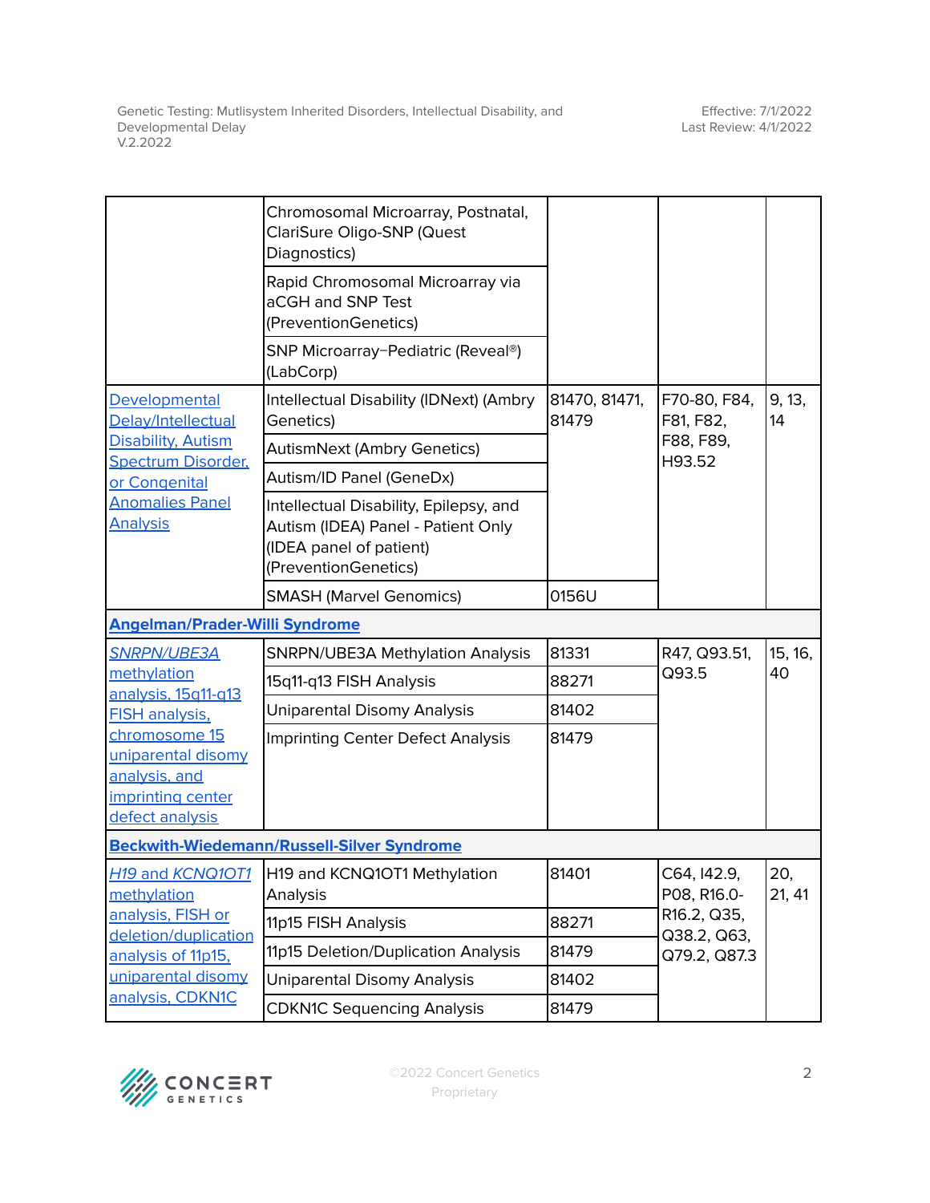| | | | | |
|---|---|---|---|---|
| | Chromosomal Microarray, Postnatal, ClariSure Oligo-SNP (Quest Diagnostics) | | | |
| | Rapid Chromosomal Microarray via aCGH and SNP Test (PreventionGenetics) | | | |
| | SNP Microarray–Pediatric (Reveal®) (LabCorp) | | | |
| Developmental Delay/Intellectual Disability, Autism Spectrum Disorder, or Congenital Anomalies Panel Analysis | Intellectual Disability (IDNext) (Ambry Genetics) | 81470, 81471, 81479 | F70-80, F84, F81, F82, F88, F89, H93.52 | 9, 13, 14 |
| | AutismNext (Ambry Genetics) | | | |
| | Autism/ID Panel (GeneDx) | | | |
| | Intellectual Disability, Epilepsy, and Autism (IDEA) Panel - Patient Only (IDEA panel of patient) (PreventionGenetics) | | | |
| | SMASH (Marvel Genomics) | 0156U | | |
| **Angelman/Prader-Willi Syndrome** | | | | |
| *SNRPN/UBE3A* methylation analysis, 15q11-q13 FISH analysis, chromosome 15 uniparental disomy analysis, and imprinting center defect analysis | SNRPN/UBE3A Methylation Analysis | 81331 | R47, Q93.51, Q93.5 | 15, 16, 40 |
| | 15q11-q13 FISH Analysis | 88271 | | |
| | Uniparental Disomy Analysis | 81402 | | |
| | Imprinting Center Defect Analysis | 81479 | | |
| **Beckwith-Wiedemann/Russell-Silver Syndrome** | | | | |
| *H19 and KCNQ1OT1* methylation analysis, FISH or deletion/duplication analysis of 11p15, uniparental disomy analysis, CDKN1C | H19 and KCNQ1OT1 Methylation Analysis | 81401 | C64, I42.9, P08, R16.0-R16.2, Q35, Q38.2, Q63, Q79.2, Q87.3 | 20, 21, 41 |
| | 11p15 FISH Analysis | 88271 | | |
| | 11p15 Deletion/Duplication Analysis | 81479 | | |
| | Uniparental Disomy Analysis | 81402 | | |
| | CDKN1C Sequencing Analysis | 81479 | | |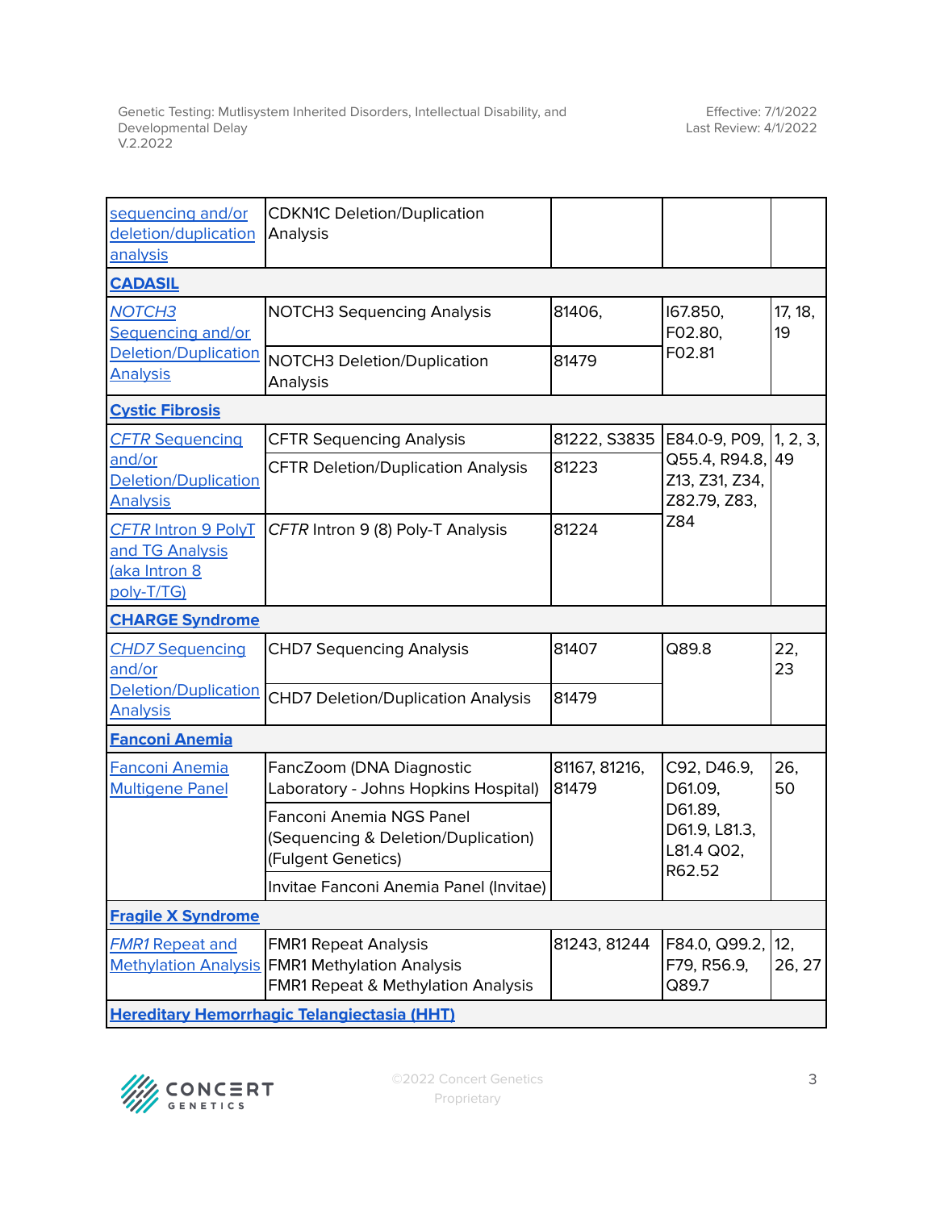| | | | | |
|---|---|---|---|---|
| sequencing and/or deletion/duplication analysis | CDKN1C Deletion/Duplication Analysis | | | |
| **CADASIL** | | | | |
| *NOTCH3* Sequencing and/or Deletion/Duplication Analysis | NOTCH3 Sequencing Analysis | 81406, | I67.850, F02.80, F02.81 | 17, 18, 19 |
| | NOTCH3 Deletion/Duplication Analysis | 81479 | | |
| **Cystic Fibrosis** | | | | |
| *CFTR* Sequencing and/or Deletion/Duplication Analysis | CFTR Sequencing Analysis | 81222, S3835 | E84.0-9, P09, Q55.4, R94.8, Z13, Z31, Z34, Z82.79, Z83, Z84 | 1, 2, 3, 49 |
| | CFTR Deletion/Duplication Analysis | 81223 | | |
| *CFTR* Intron 9 PolyT and TG Analysis (aka Intron 8 poly-T/TG) | *CFTR* Intron 9 (8) Poly-T Analysis | 81224 | | |
| **CHARGE Syndrome** | | | | |
| *CHD7* Sequencing and/or Deletion/Duplication Analysis | CHD7 Sequencing Analysis | 81407 | Q89.8 | 22, 23 |
| | CHD7 Deletion/Duplication Analysis | 81479 | | |
| **Fanconi Anemia** | | | | |
| Fanconi Anemia Multigene Panel | FancZoom (DNA Diagnostic Laboratory - Johns Hopkins Hospital) | 81167, 81216, 81479 | C92, D46.9, D61.09, D61.89, D61.9, L81.3, L81.4 Q02, R62.52 | 26, 50 |
| | Fanconi Anemia NGS Panel (Sequencing & Deletion/Duplication) (Fulgent Genetics) | | | |
| | Invitae Fanconi Anemia Panel (Invitae) | | | |
| **Fragile X Syndrome** | | | | |
| *FMR1* Repeat and Methylation Analysis | FMR1 Repeat Analysis<br>FMR1 Methylation Analysis<br>FMR1 Repeat & Methylation Analysis | 81243, 81244 | F84.0, Q99.2, F79, R56.9, Q89.7 | 12, 26, 27 |
| **Hereditary Hemorrhagic Telangiectasia (HHT)** | | | | |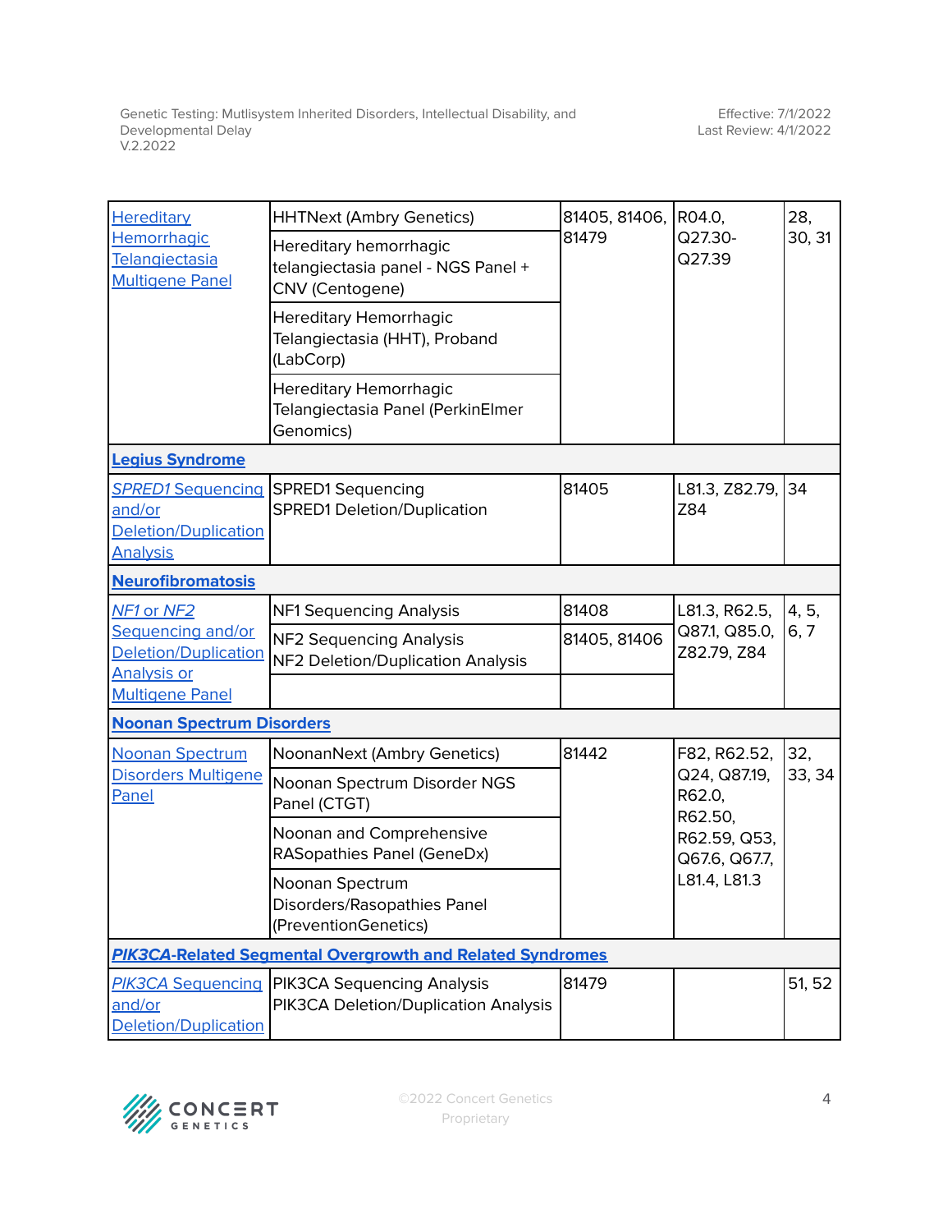| Hereditary Hemorrhagic Telangiectasia Multigene Panel | HHTNext (Ambry Genetics) | 81405, 81406, 81479 | R04.0, Q27.30-Q27.39 | 28, 30, 31 |
|---|---|---|---|---|
| | Hereditary hemorrhagic telangiectasia panel - NGS Panel + CNV (Centogene) | | | |
| | Hereditary Hemorrhagic Telangiectasia (HHT), Proband (LabCorp) | | | |
| | Hereditary Hemorrhagic Telangiectasia Panel (PerkinElmer Genomics) | | | |
| **Legius Syndrome** | | | | |
| *SPRED1* Sequencing and/or Deletion/Duplication Analysis | SPRED1 Sequencing<br>SPRED1 Deletion/Duplication | 81405 | L81.3, Z82.79, Z84 | 34 |
| **Neurofibromatosis** | | | | |
| *NF1* or *NF2* Sequencing and/or Deletion/Duplication Analysis or Multigene Panel | NF1 Sequencing Analysis | 81408 | L81.3, R62.5, Q87.1, Q85.0, Z82.79, Z84 | 4, 5, 6, 7 |
| | NF2 Sequencing Analysis<br>NF2 Deletion/Duplication Analysis | 81405, 81406 | | |
| | | | | |
| **Noonan Spectrum Disorders** | | | | |
| Noonan Spectrum Disorders Multigene Panel | NoonanNext (Ambry Genetics) | 81442 | F82, R62.52, Q24, Q87.19, R62.0, R62.50, R62.59, Q53, Q67.6, Q67.7, L81.4, L81.3 | 32, 33, 34 |
| | Noonan Spectrum Disorder NGS Panel (CTGT) | | | |
| | Noonan and Comprehensive RASopathies Panel (GeneDx) | | | |
| | Noonan Spectrum Disorders/Rasopathies Panel (PreventionGenetics) | | | |
| ***PIK3CA*-Related Segmental Overgrowth and Related Syndromes** | | | | |
| *PIK3CA* Sequencing and/or Deletion/Duplication | PIK3CA Sequencing Analysis<br>PIK3CA Deletion/Duplication Analysis | 81479 | | 51, 52 |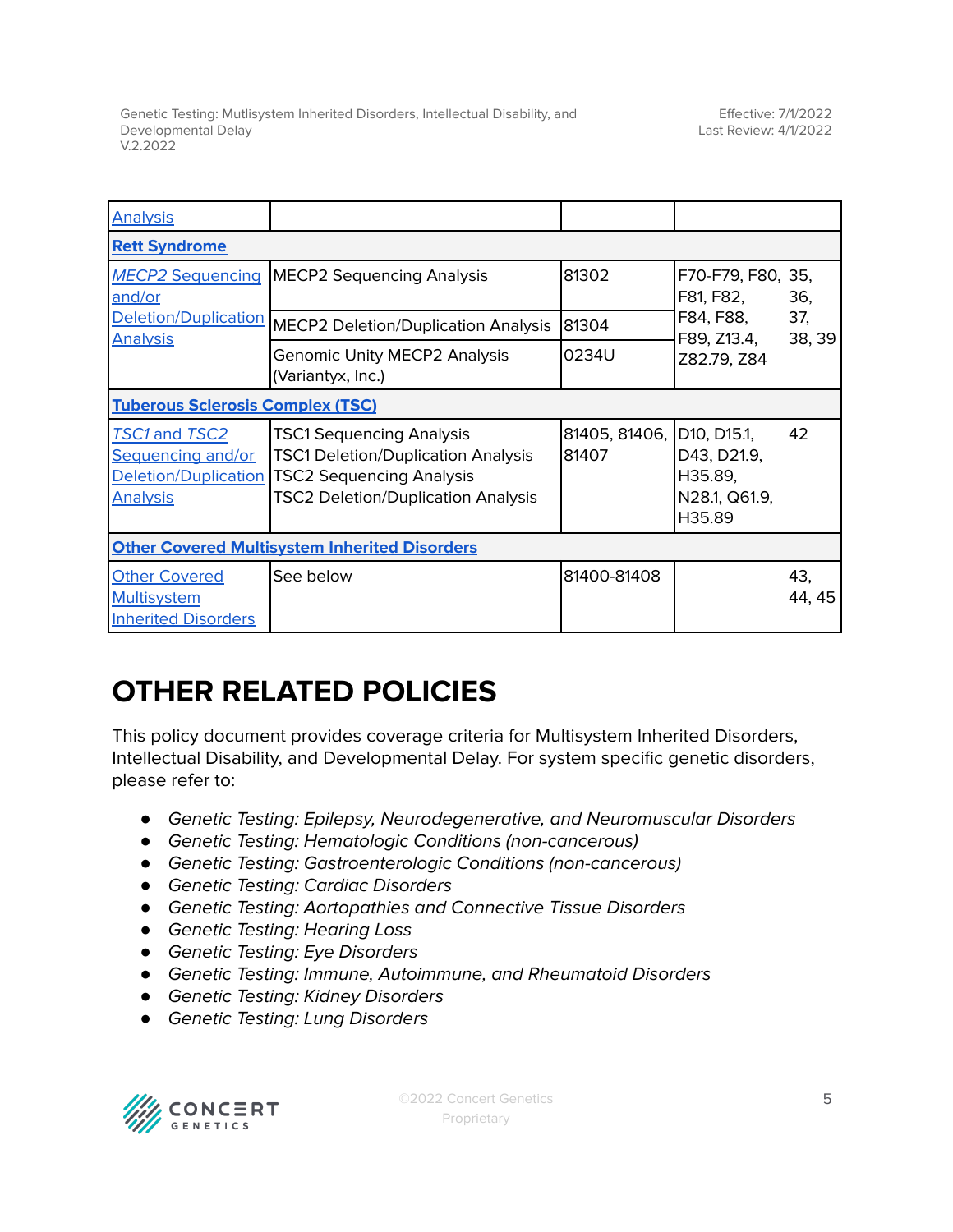| | | | | |
|---|---|---|---|---|
| Analysis | | | | |
| **Rett Syndrome** | | | | |
| *MECP2* Sequencing and/or Deletion/Duplication Analysis | MECP2 Sequencing Analysis | 81302 | F70-F79, F80, F81, F82, F84, F88, F89, Z13.4, Z82.79, Z84 | 35, 36, 37, 38, 39 |
| | MECP2 Deletion/Duplication Analysis | 81304 | | |
| | Genomic Unity MECP2 Analysis (Variantyx, Inc.) | 0234U | | |
| **Tuberous Sclerosis Complex (TSC)** | | | | |
| *TSC1* and *TSC2* Sequencing and/or Deletion/Duplication Analysis | TSC1 Sequencing Analysis<br>TSC1 Deletion/Duplication Analysis<br>TSC2 Sequencing Analysis<br>TSC2 Deletion/Duplication Analysis | 81405, 81406, 81407 | D10, D15.1, D43, D21.9, H35.89, N28.1, Q61.9, H35.89 | 42 |
| **Other Covered Multisystem Inherited Disorders** | | | | |
| Other Covered Multisystem Inherited Disorders | See below | 81400-81408 | | 43, 44, 45 |

# OTHER RELATED POLICIES

This policy document provides coverage criteria for Multisystem Inherited Disorders, Intellectual Disability, and Developmental Delay. For system specific genetic disorders, please refer to:

- *Genetic Testing: Epilepsy, Neurodegenerative, and Neuromuscular Disorders*
- *Genetic Testing: Hematologic Conditions (non-cancerous)*
- *Genetic Testing: Gastroenterologic Conditions (non-cancerous)*
- *Genetic Testing: Cardiac Disorders*
- *Genetic Testing: Aortopathies and Connective Tissue Disorders*
- *Genetic Testing: Hearing Loss*
- *Genetic Testing: Eye Disorders*
- *Genetic Testing: Immune, Autoimmune, and Rheumatoid Disorders*
- *Genetic Testing: Kidney Disorders*
- *Genetic Testing: Lung Disorders*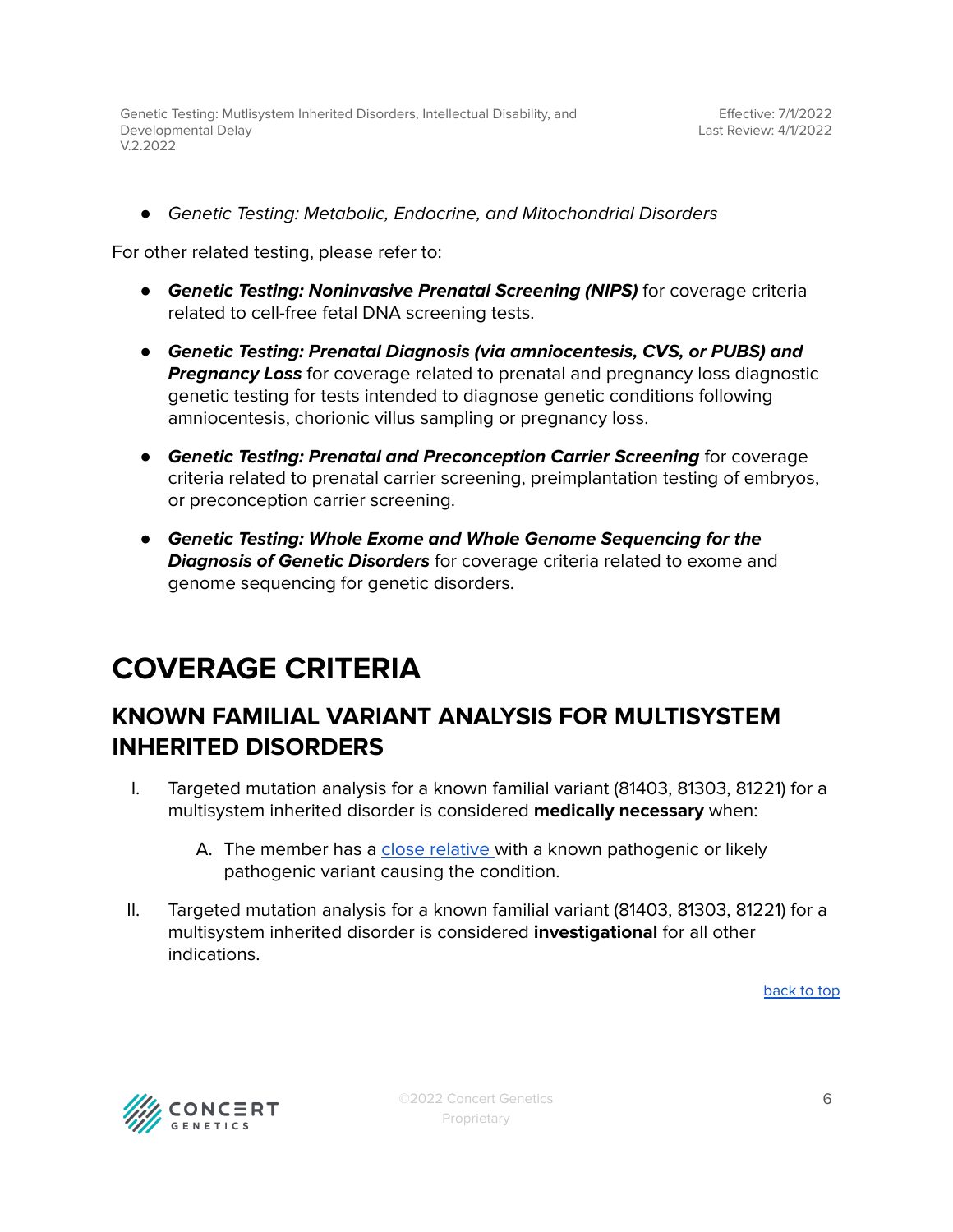- *Genetic Testing: Metabolic, Endocrine, and Mitochondrial Disorders*

For other related testing, please refer to:

- ***Genetic Testing: Noninvasive Prenatal Screening (NIPS)*** for coverage criteria related to cell-free fetal DNA screening tests.
- ***Genetic Testing: Prenatal Diagnosis (via amniocentesis, CVS, or PUBS) and Pregnancy Loss*** for coverage related to prenatal and pregnancy loss diagnostic genetic testing for tests intended to diagnose genetic conditions following amniocentesis, chorionic villus sampling or pregnancy loss.
- ***Genetic Testing: Prenatal and Preconception Carrier Screening*** for coverage criteria related to prenatal carrier screening, preimplantation testing of embryos, or preconception carrier screening.
- ***Genetic Testing: Whole Exome and Whole Genome Sequencing for the Diagnosis of Genetic Disorders*** for coverage criteria related to exome and genome sequencing for genetic disorders.

# COVERAGE CRITERIA

## KNOWN FAMILIAL VARIANT ANALYSIS FOR MULTISYSTEM INHERITED DISORDERS

I. Targeted mutation analysis for a known familial variant (81403, 81303, 81221) for a multisystem inherited disorder is considered **medically necessary** when:

   A. The member has a close relative with a known pathogenic or likely pathogenic variant causing the condition.

II. Targeted mutation analysis for a known familial variant (81403, 81303, 81221) for a multisystem inherited disorder is considered **investigational** for all other indications.

back to top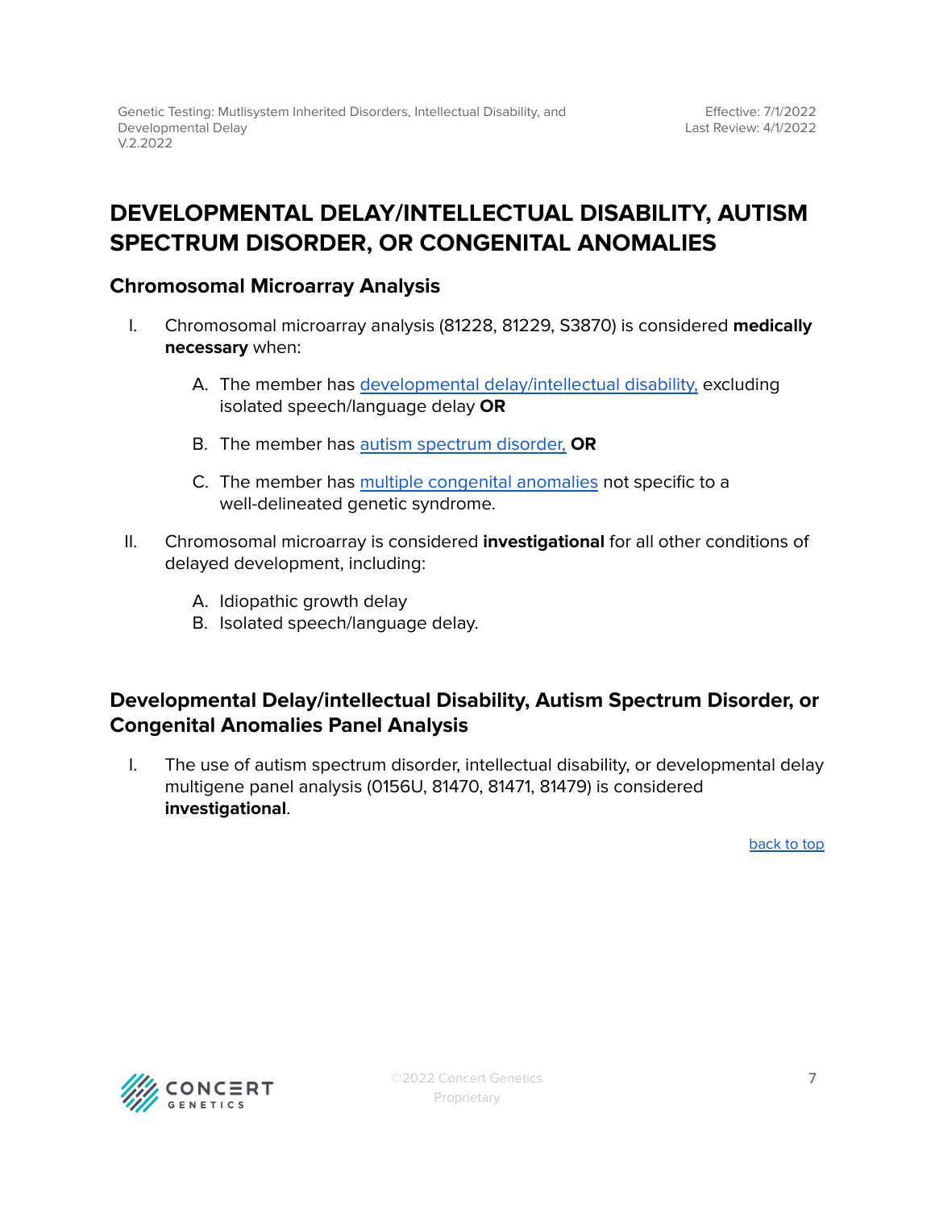# DEVELOPMENTAL DELAY/INTELLECTUAL DISABILITY, AUTISM SPECTRUM DISORDER, OR CONGENITAL ANOMALIES

## Chromosomal Microarray Analysis

I. Chromosomal microarray analysis (81228, 81229, S3870) is considered **medically necessary** when:

   A. The member has developmental delay/intellectual disability, excluding isolated speech/language delay **OR**

   B. The member has autism spectrum disorder, **OR**

   C. The member has multiple congenital anomalies not specific to a well-delineated genetic syndrome.

II. Chromosomal microarray is considered **investigational** for all other conditions of delayed development, including:

   A. Idiopathic growth delay
   B. Isolated speech/language delay.

## Developmental Delay/intellectual Disability, Autism Spectrum Disorder, or Congenital Anomalies Panel Analysis

I. The use of autism spectrum disorder, intellectual disability, or developmental delay multigene panel analysis (0156U, 81470, 81471, 81479) is considered **investigational**.

back to top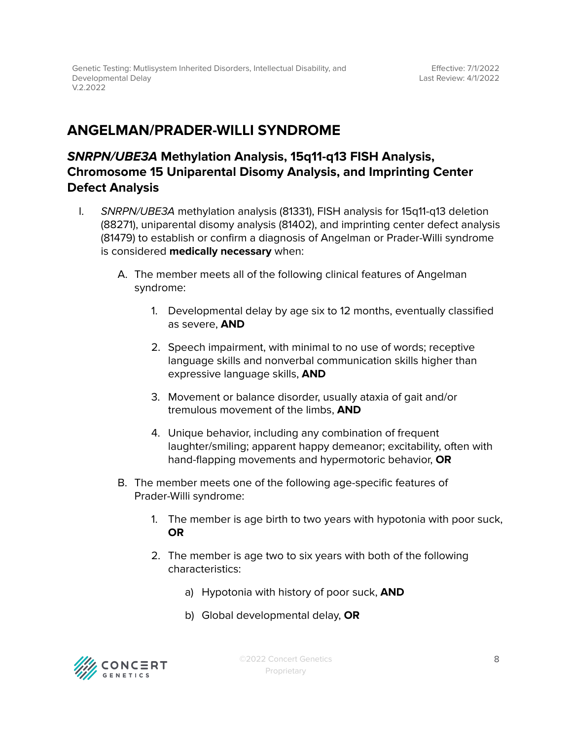## ANGELMAN/PRADER-WILLI SYNDROME

### ***SNRPN/UBE3A*** **Methylation Analysis, 15q11-q13 FISH Analysis, Chromosome 15 Uniparental Disomy Analysis, and Imprinting Center Defect Analysis**

I. *SNRPN/UBE3A* methylation analysis (81331), FISH analysis for 15q11-q13 deletion (88271), uniparental disomy analysis (81402), and imprinting center defect analysis (81479) to establish or confirm a diagnosis of Angelman or Prader-Willi syndrome is considered **medically necessary** when:

   A. The member meets all of the following clinical features of Angelman syndrome:

      1. Developmental delay by age six to 12 months, eventually classified as severe, **AND**

      2. Speech impairment, with minimal to no use of words; receptive language skills and nonverbal communication skills higher than expressive language skills, **AND**

      3. Movement or balance disorder, usually ataxia of gait and/or tremulous movement of the limbs, **AND**

      4. Unique behavior, including any combination of frequent laughter/smiling; apparent happy demeanor; excitability, often with hand-flapping movements and hypermotoric behavior, **OR**

   B. The member meets one of the following age-specific features of Prader-Willi syndrome:

      1. The member is age birth to two years with hypotonia with poor suck, **OR**

      2. The member is age two to six years with both of the following characteristics:

         a) Hypotonia with history of poor suck, **AND**

         b) Global developmental delay, **OR**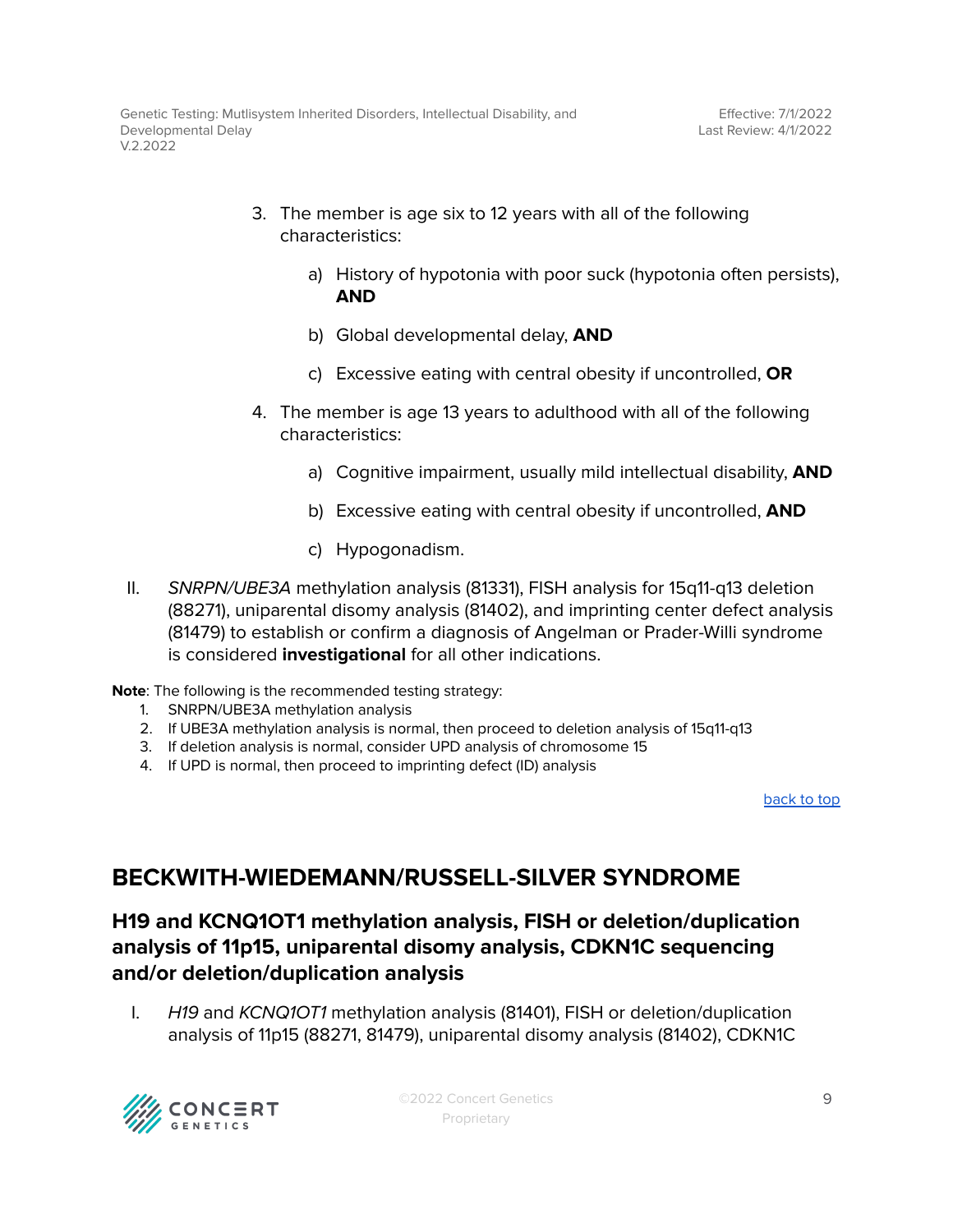3. The member is age six to 12 years with all of the following characteristics:

    a) History of hypotonia with poor suck (hypotonia often persists), **AND**

    b) Global developmental delay, **AND**

    c) Excessive eating with central obesity if uncontrolled, **OR**

4. The member is age 13 years to adulthood with all of the following characteristics:

    a) Cognitive impairment, usually mild intellectual disability, **AND**

    b) Excessive eating with central obesity if uncontrolled, **AND**

    c) Hypogonadism.

II. *SNRPN/UBE3A* methylation analysis (81331), FISH analysis for 15q11-q13 deletion (88271), uniparental disomy analysis (81402), and imprinting center defect analysis (81479) to establish or confirm a diagnosis of Angelman or Prader-Willi syndrome is considered **investigational** for all other indications.

**Note**: The following is the recommended testing strategy:

1. SNRPN/UBE3A methylation analysis
2. If UBE3A methylation analysis is normal, then proceed to deletion analysis of 15q11-q13
3. If deletion analysis is normal, consider UPD analysis of chromosome 15
4. If UPD is normal, then proceed to imprinting defect (ID) analysis

back to top

## BECKWITH-WIEDEMANN/RUSSELL-SILVER SYNDROME

### H19 and KCNQ1OT1 methylation analysis, FISH or deletion/duplication analysis of 11p15, uniparental disomy analysis, CDKN1C sequencing and/or deletion/duplication analysis

I. *H19* and *KCNQ1OT1* methylation analysis (81401), FISH or deletion/duplication analysis of 11p15 (88271, 81479), uniparental disomy analysis (81402), CDKN1C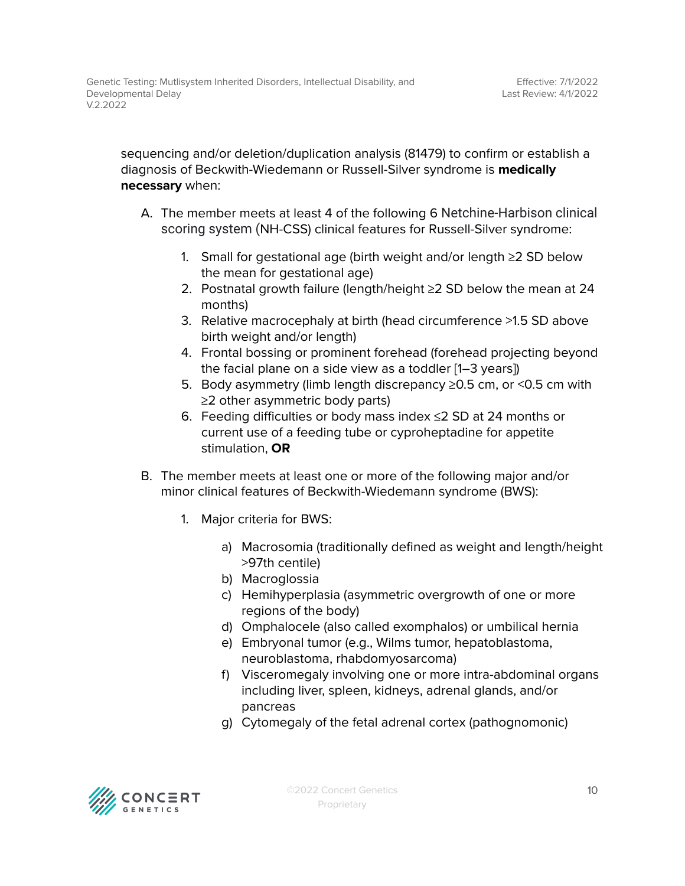sequencing and/or deletion/duplication analysis (81479) to confirm or establish a diagnosis of Beckwith-Wiedemann or Russell-Silver syndrome is **medically necessary** when:

A. The member meets at least 4 of the following 6 Netchine-Harbison clinical scoring system (NH-CSS) clinical features for Russell-Silver syndrome:

   1. Small for gestational age (birth weight and/or length ≥2 SD below the mean for gestational age)
   2. Postnatal growth failure (length/height ≥2 SD below the mean at 24 months)
   3. Relative macrocephaly at birth (head circumference >1.5 SD above birth weight and/or length)
   4. Frontal bossing or prominent forehead (forehead projecting beyond the facial plane on a side view as a toddler [1–3 years])
   5. Body asymmetry (limb length discrepancy ≥0.5 cm, or <0.5 cm with ≥2 other asymmetric body parts)
   6. Feeding difficulties or body mass index ≤2 SD at 24 months or current use of a feeding tube or cyproheptadine for appetite stimulation, **OR**

B. The member meets at least one or more of the following major and/or minor clinical features of Beckwith-Wiedemann syndrome (BWS):

   1. Major criteria for BWS:

      a) Macrosomia (traditionally defined as weight and length/height >97th centile)
      b) Macroglossia
      c) Hemihyperplasia (asymmetric overgrowth of one or more regions of the body)
      d) Omphalocele (also called exomphalos) or umbilical hernia
      e) Embryonal tumor (e.g., Wilms tumor, hepatoblastoma, neuroblastoma, rhabdomyosarcoma)
      f) Visceromegaly involving one or more intra-abdominal organs including liver, spleen, kidneys, adrenal glands, and/or pancreas
      g) Cytomegaly of the fetal adrenal cortex (pathognomonic)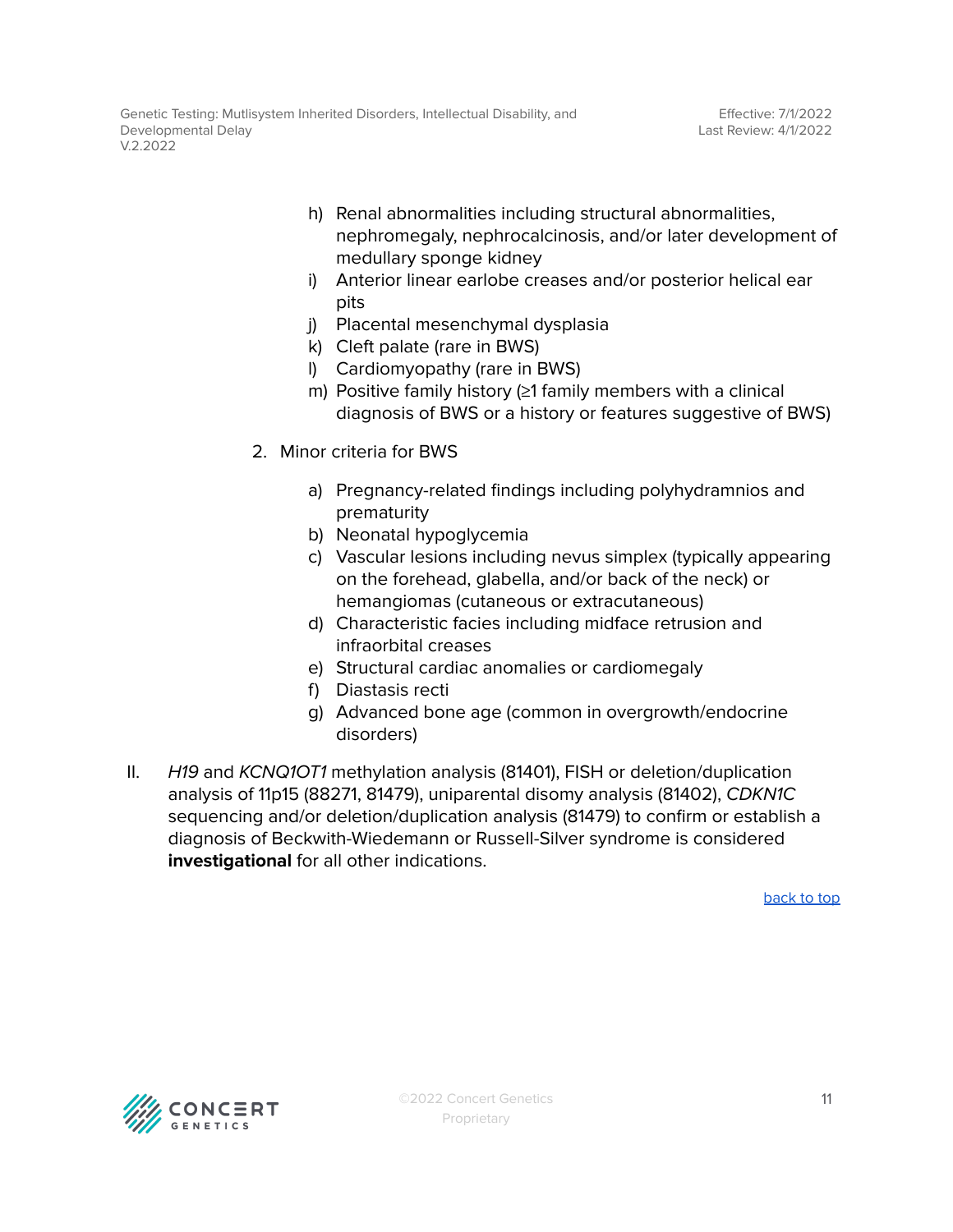h) Renal abnormalities including structural abnormalities, nephromegaly, nephrocalcinosis, and/or later development of medullary sponge kidney
i) Anterior linear earlobe creases and/or posterior helical ear pits
j) Placental mesenchymal dysplasia
k) Cleft palate (rare in BWS)
l) Cardiomyopathy (rare in BWS)
m) Positive family history (≥1 family members with a clinical diagnosis of BWS or a history or features suggestive of BWS)

2. Minor criteria for BWS

    a) Pregnancy-related findings including polyhydramnios and prematurity
    b) Neonatal hypoglycemia
    c) Vascular lesions including nevus simplex (typically appearing on the forehead, glabella, and/or back of the neck) or hemangiomas (cutaneous or extracutaneous)
    d) Characteristic facies including midface retrusion and infraorbital creases
    e) Structural cardiac anomalies or cardiomegaly
    f) Diastasis recti
    g) Advanced bone age (common in overgrowth/endocrine disorders)

II. *H19* and *KCNQ1OT1* methylation analysis (81401), FISH or deletion/duplication analysis of 11p15 (88271, 81479), uniparental disomy analysis (81402), *CDKN1C* sequencing and/or deletion/duplication analysis (81479) to confirm or establish a diagnosis of Beckwith-Wiedemann or Russell-Silver syndrome is considered **investigational** for all other indications.

back to top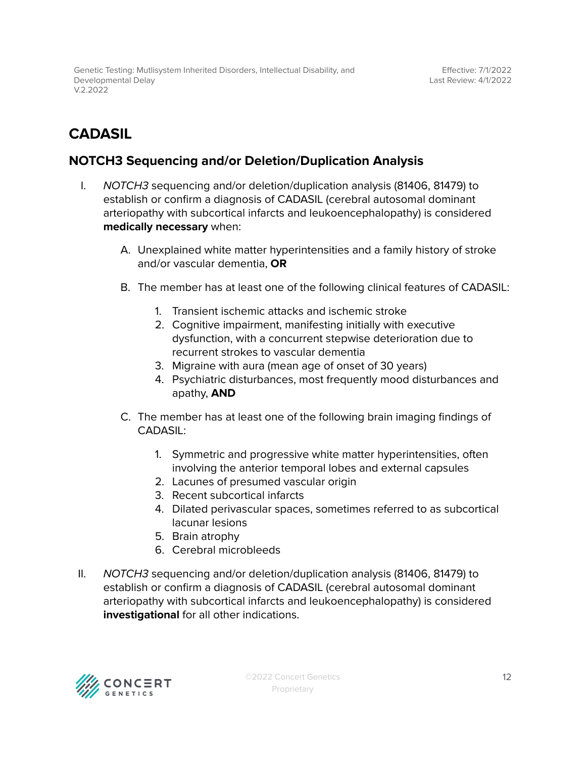# CADASIL

## NOTCH3 Sequencing and/or Deletion/Duplication Analysis

I. *NOTCH3* sequencing and/or deletion/duplication analysis (81406, 81479) to establish or confirm a diagnosis of CADASIL (cerebral autosomal dominant arteriopathy with subcortical infarcts and leukoencephalopathy) is considered **medically necessary** when:

   A. Unexplained white matter hyperintensities and a family history of stroke and/or vascular dementia, **OR**

   B. The member has at least one of the following clinical features of CADASIL:

      1. Transient ischemic attacks and ischemic stroke
      2. Cognitive impairment, manifesting initially with executive dysfunction, with a concurrent stepwise deterioration due to recurrent strokes to vascular dementia
      3. Migraine with aura (mean age of onset of 30 years)
      4. Psychiatric disturbances, most frequently mood disturbances and apathy, **AND**

   C. The member has at least one of the following brain imaging findings of CADASIL:

      1. Symmetric and progressive white matter hyperintensities, often involving the anterior temporal lobes and external capsules
      2. Lacunes of presumed vascular origin
      3. Recent subcortical infarcts
      4. Dilated perivascular spaces, sometimes referred to as subcortical lacunar lesions
      5. Brain atrophy
      6. Cerebral microbleeds

II. *NOTCH3* sequencing and/or deletion/duplication analysis (81406, 81479) to establish or confirm a diagnosis of CADASIL (cerebral autosomal dominant arteriopathy with subcortical infarcts and leukoencephalopathy) is considered **investigational** for all other indications.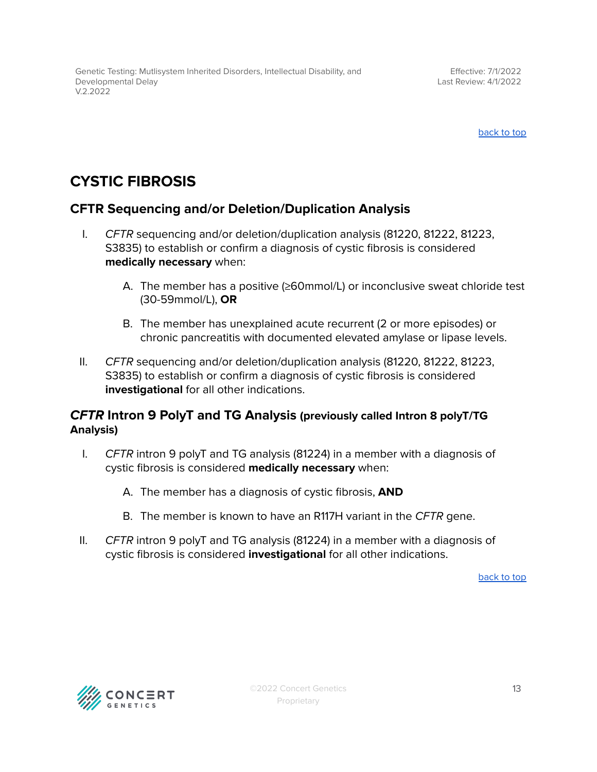[back to top]

## CYSTIC FIBROSIS

### CFTR Sequencing and/or Deletion/Duplication Analysis

I. *CFTR* sequencing and/or deletion/duplication analysis (81220, 81222, 81223, S3835) to establish or confirm a diagnosis of cystic fibrosis is considered **medically necessary** when:

   A. The member has a positive (≥60mmol/L) or inconclusive sweat chloride test (30-59mmol/L), **OR**

   B. The member has unexplained acute recurrent (2 or more episodes) or chronic pancreatitis with documented elevated amylase or lipase levels.

II. *CFTR* sequencing and/or deletion/duplication analysis (81220, 81222, 81223, S3835) to establish or confirm a diagnosis of cystic fibrosis is considered **investigational** for all other indications.

### *CFTR* Intron 9 PolyT and TG Analysis (previously called Intron 8 polyT/TG Analysis)

I. *CFTR* intron 9 polyT and TG analysis (81224) in a member with a diagnosis of cystic fibrosis is considered **medically necessary** when:

   A. The member has a diagnosis of cystic fibrosis, **AND**

   B. The member is known to have an R117H variant in the *CFTR* gene.

II. *CFTR* intron 9 polyT and TG analysis (81224) in a member with a diagnosis of cystic fibrosis is considered **investigational** for all other indications.

[back to top]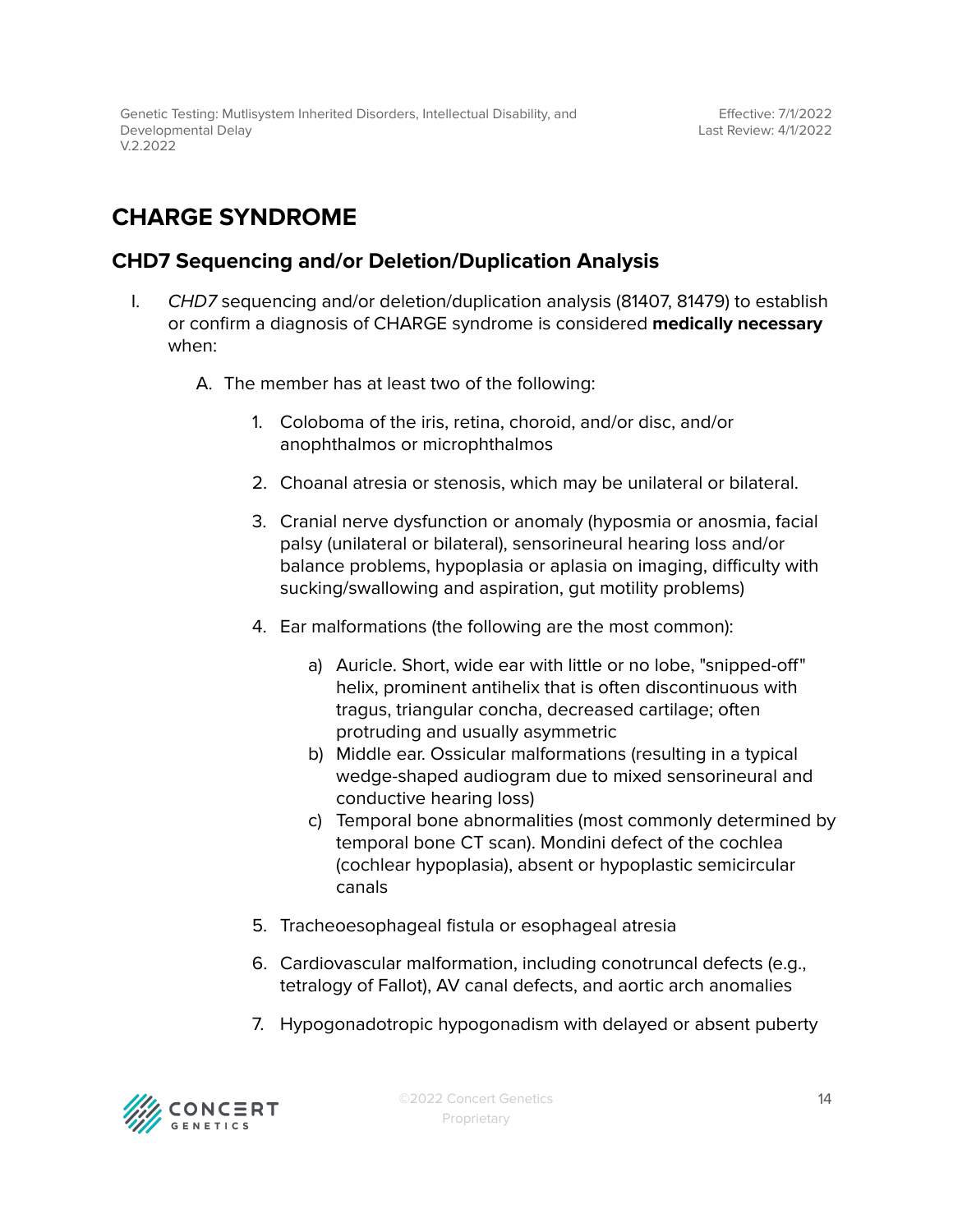# CHARGE SYNDROME

## CHD7 Sequencing and/or Deletion/Duplication Analysis

I. *CHD7* sequencing and/or deletion/duplication analysis (81407, 81479) to establish or confirm a diagnosis of CHARGE syndrome is considered **medically necessary** when:

   A. The member has at least two of the following:

      1. Coloboma of the iris, retina, choroid, and/or disc, and/or anophthalmos or microphthalmos

      2. Choanal atresia or stenosis, which may be unilateral or bilateral.

      3. Cranial nerve dysfunction or anomaly (hyposmia or anosmia, facial palsy (unilateral or bilateral), sensorineural hearing loss and/or balance problems, hypoplasia or aplasia on imaging, difficulty with sucking/swallowing and aspiration, gut motility problems)

      4. Ear malformations (the following are the most common):

         a) Auricle. Short, wide ear with little or no lobe, "snipped-off" helix, prominent antihelix that is often discontinuous with tragus, triangular concha, decreased cartilage; often protruding and usually asymmetric
         b) Middle ear. Ossicular malformations (resulting in a typical wedge-shaped audiogram due to mixed sensorineural and conductive hearing loss)
         c) Temporal bone abnormalities (most commonly determined by temporal bone CT scan). Mondini defect of the cochlea (cochlear hypoplasia), absent or hypoplastic semicircular canals

      5. Tracheoesophageal fistula or esophageal atresia

      6. Cardiovascular malformation, including conotruncal defects (e.g., tetralogy of Fallot), AV canal defects, and aortic arch anomalies

      7. Hypogonadotropic hypogonadism with delayed or absent puberty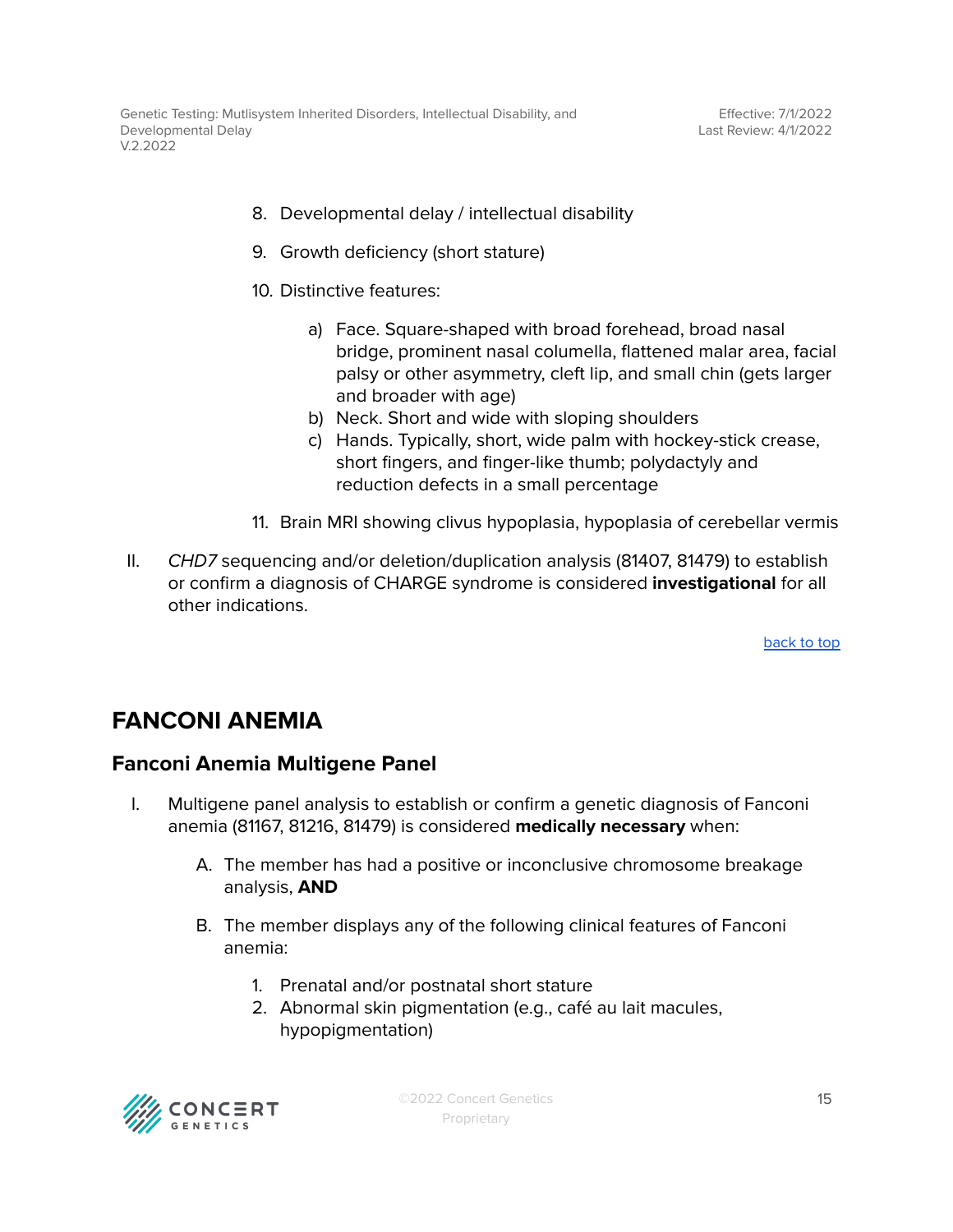8. Developmental delay / intellectual disability

9. Growth deficiency (short stature)

10. Distinctive features:

    a) Face. Square-shaped with broad forehead, broad nasal bridge, prominent nasal columella, flattened malar area, facial palsy or other asymmetry, cleft lip, and small chin (gets larger and broader with age)
    b) Neck. Short and wide with sloping shoulders
    c) Hands. Typically, short, wide palm with hockey-stick crease, short fingers, and finger-like thumb; polydactyly and reduction defects in a small percentage

11. Brain MRI showing clivus hypoplasia, hypoplasia of cerebellar vermis

II. *CHD7* sequencing and/or deletion/duplication analysis (81407, 81479) to establish or confirm a diagnosis of CHARGE syndrome is considered **investigational** for all other indications.

back to top

## FANCONI ANEMIA

### Fanconi Anemia Multigene Panel

I. Multigene panel analysis to establish or confirm a genetic diagnosis of Fanconi anemia (81167, 81216, 81479) is considered **medically necessary** when:

   A. The member has had a positive or inconclusive chromosome breakage analysis, **AND**

   B. The member displays any of the following clinical features of Fanconi anemia:

      1. Prenatal and/or postnatal short stature
      2. Abnormal skin pigmentation (e.g., café au lait macules, hypopigmentation)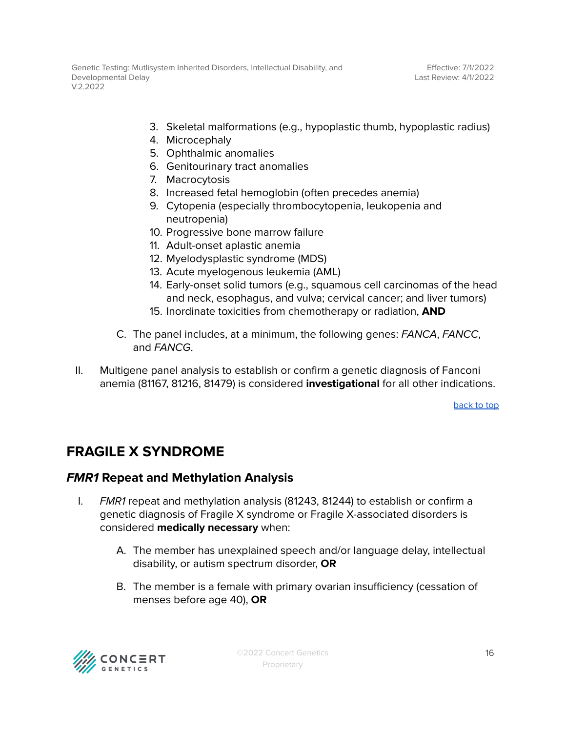3. Skeletal malformations (e.g., hypoplastic thumb, hypoplastic radius)
4. Microcephaly
5. Ophthalmic anomalies
6. Genitourinary tract anomalies
7. Macrocytosis
8. Increased fetal hemoglobin (often precedes anemia)
9. Cytopenia (especially thrombocytopenia, leukopenia and neutropenia)
10. Progressive bone marrow failure
11. Adult-onset aplastic anemia
12. Myelodysplastic syndrome (MDS)
13. Acute myelogenous leukemia (AML)
14. Early-onset solid tumors (e.g., squamous cell carcinomas of the head and neck, esophagus, and vulva; cervical cancer; and liver tumors)
15. Inordinate toxicities from chemotherapy or radiation, **AND**

C. The panel includes, at a minimum, the following genes: *FANCA*, *FANCC*, and *FANCG*.

II. Multigene panel analysis to establish or confirm a genetic diagnosis of Fanconi anemia (81167, 81216, 81479) is considered **investigational** for all other indications.

back to top

## FRAGILE X SYNDROME

### *FMR1* Repeat and Methylation Analysis

I. *FMR1* repeat and methylation analysis (81243, 81244) to establish or confirm a genetic diagnosis of Fragile X syndrome or Fragile X-associated disorders is considered **medically necessary** when:

A. The member has unexplained speech and/or language delay, intellectual disability, or autism spectrum disorder, **OR**

B. The member is a female with primary ovarian insufficiency (cessation of menses before age 40), **OR**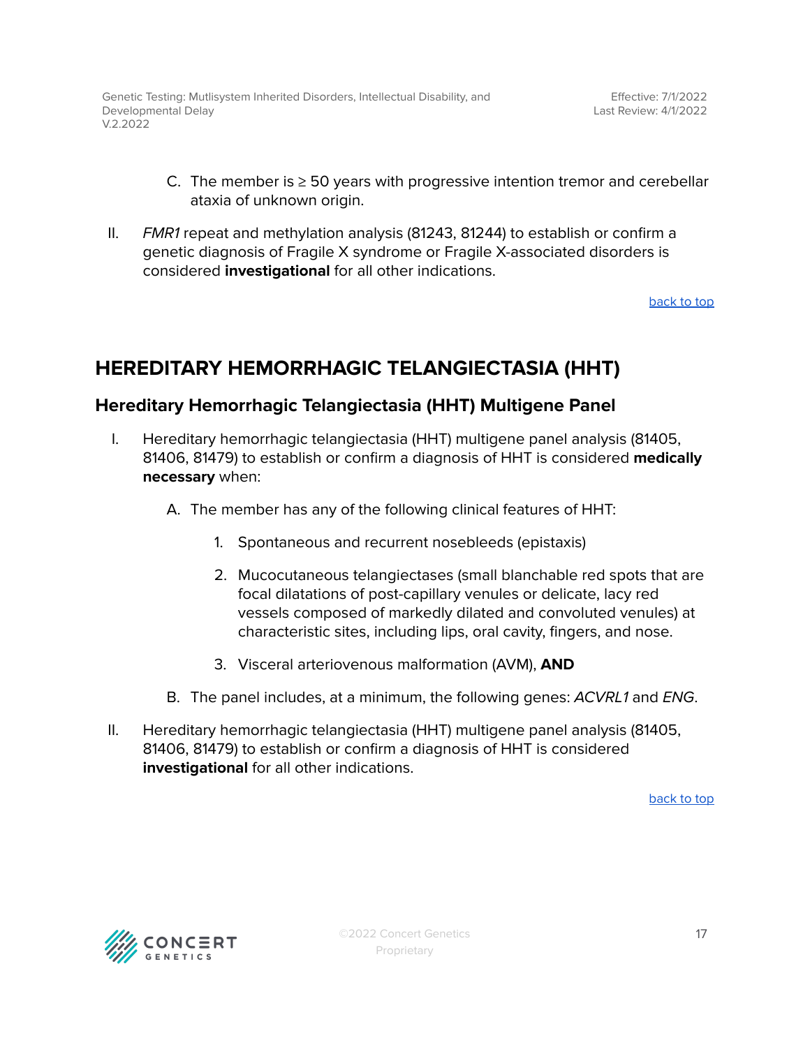C. The member is ≥ 50 years with progressive intention tremor and cerebellar ataxia of unknown origin.

II. *FMR1* repeat and methylation analysis (81243, 81244) to establish or confirm a genetic diagnosis of Fragile X syndrome or Fragile X-associated disorders is considered **investigational** for all other indications.

back to top

# HEREDITARY HEMORRHAGIC TELANGIECTASIA (HHT)

## Hereditary Hemorrhagic Telangiectasia (HHT) Multigene Panel

I. Hereditary hemorrhagic telangiectasia (HHT) multigene panel analysis (81405, 81406, 81479) to establish or confirm a diagnosis of HHT is considered **medically necessary** when:

   A. The member has any of the following clinical features of HHT:

      1. Spontaneous and recurrent nosebleeds (epistaxis)

      2. Mucocutaneous telangiectases (small blanchable red spots that are focal dilatations of post-capillary venules or delicate, lacy red vessels composed of markedly dilated and convoluted venules) at characteristic sites, including lips, oral cavity, fingers, and nose.

      3. Visceral arteriovenous malformation (AVM), **AND**

   B. The panel includes, at a minimum, the following genes: *ACVRL1* and *ENG*.

II. Hereditary hemorrhagic telangiectasia (HHT) multigene panel analysis (81405, 81406, 81479) to establish or confirm a diagnosis of HHT is considered **investigational** for all other indications.

back to top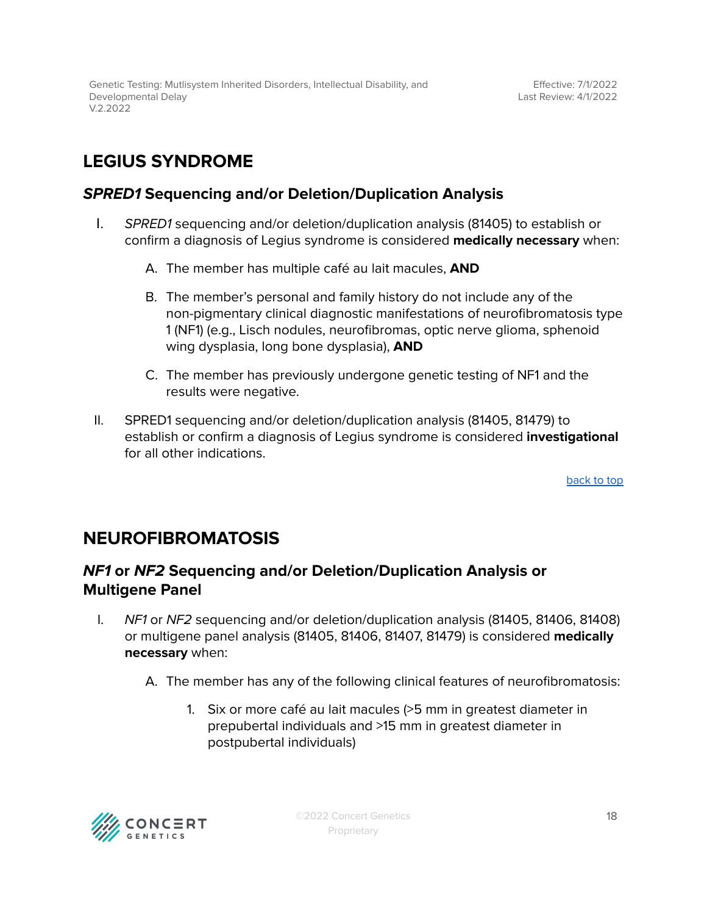## LEGIUS SYNDROME

### *SPRED1* Sequencing and/or Deletion/Duplication Analysis

I. *SPRED1* sequencing and/or deletion/duplication analysis (81405) to establish or confirm a diagnosis of Legius syndrome is considered **medically necessary** when:

  A. The member has multiple café au lait macules, **AND**

  B. The member's personal and family history do not include any of the non-pigmentary clinical diagnostic manifestations of neurofibromatosis type 1 (NF1) (e.g., Lisch nodules, neurofibromas, optic nerve glioma, sphenoid wing dysplasia, long bone dysplasia), **AND**

  C. The member has previously undergone genetic testing of NF1 and the results were negative.

II. SPRED1 sequencing and/or deletion/duplication analysis (81405, 81479) to establish or confirm a diagnosis of Legius syndrome is considered **investigational** for all other indications.

back to top

## NEUROFIBROMATOSIS

### *NF1* or *NF2* Sequencing and/or Deletion/Duplication Analysis or Multigene Panel

I. *NF1* or *NF2* sequencing and/or deletion/duplication analysis (81405, 81406, 81408) or multigene panel analysis (81405, 81406, 81407, 81479) is considered **medically necessary** when:

  A. The member has any of the following clinical features of neurofibromatosis:

    1. Six or more café au lait macules (>5 mm in greatest diameter in prepubertal individuals and >15 mm in greatest diameter in postpubertal individuals)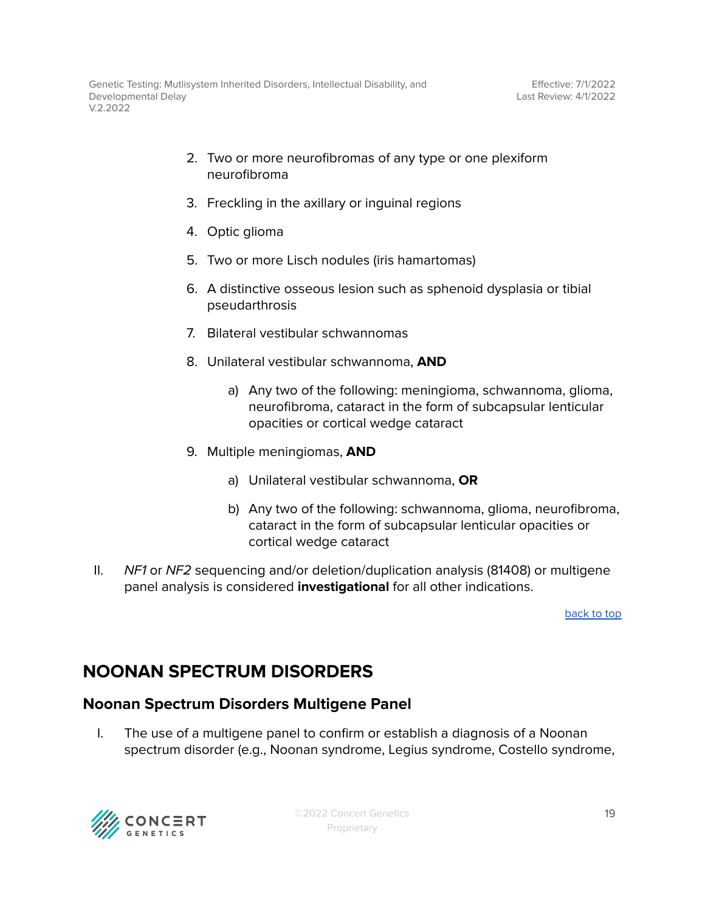2. Two or more neurofibromas of any type or one plexiform neurofibroma
3. Freckling in the axillary or inguinal regions
4. Optic glioma
5. Two or more Lisch nodules (iris hamartomas)
6. A distinctive osseous lesion such as sphenoid dysplasia or tibial pseudarthrosis
7. Bilateral vestibular schwannomas
8. Unilateral vestibular schwannoma, **AND**
   a) Any two of the following: meningioma, schwannoma, glioma, neurofibroma, cataract in the form of subcapsular lenticular opacities or cortical wedge cataract
9. Multiple meningiomas, **AND**
   a) Unilateral vestibular schwannoma, **OR**
   b) Any two of the following: schwannoma, glioma, neurofibroma, cataract in the form of subcapsular lenticular opacities or cortical wedge cataract

II. *NF1* or *NF2* sequencing and/or deletion/duplication analysis (81408) or multigene panel analysis is considered **investigational** for all other indications.

back to top

# NOONAN SPECTRUM DISORDERS

## Noonan Spectrum Disorders Multigene Panel

I. The use of a multigene panel to confirm or establish a diagnosis of a Noonan spectrum disorder (e.g., Noonan syndrome, Legius syndrome, Costello syndrome,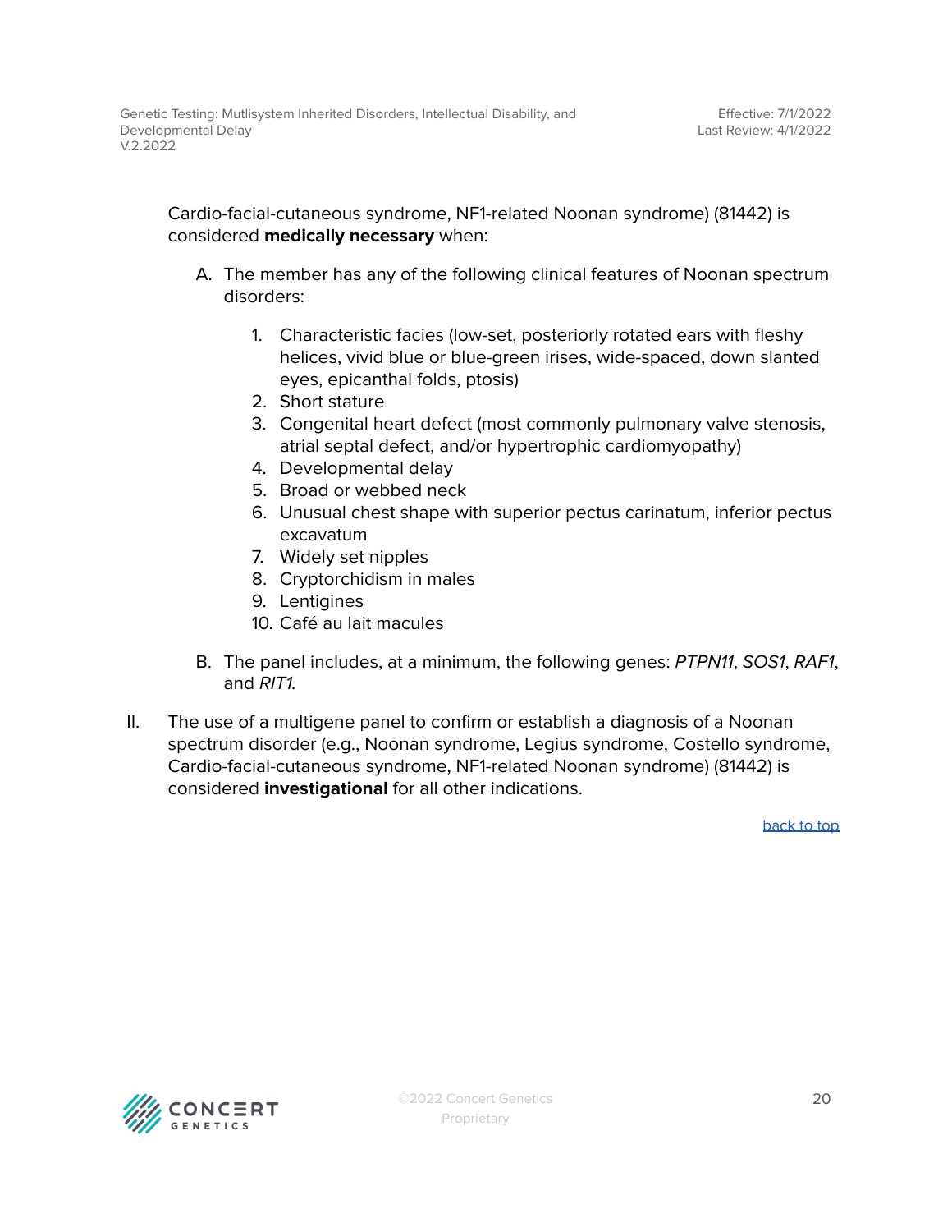Cardio-facial-cutaneous syndrome, NF1-related Noonan syndrome) (81442) is considered **medically necessary** when:

A. The member has any of the following clinical features of Noonan spectrum disorders:

    1. Characteristic facies (low-set, posteriorly rotated ears with fleshy helices, vivid blue or blue-green irises, wide-spaced, down slanted eyes, epicanthal folds, ptosis)
    2. Short stature
    3. Congenital heart defect (most commonly pulmonary valve stenosis, atrial septal defect, and/or hypertrophic cardiomyopathy)
    4. Developmental delay
    5. Broad or webbed neck
    6. Unusual chest shape with superior pectus carinatum, inferior pectus excavatum
    7. Widely set nipples
    8. Cryptorchidism in males
    9. Lentigines
    10. Café au lait macules

B. The panel includes, at a minimum, the following genes: *PTPN11*, *SOS1*, *RAF1*, and *RIT1*.

II. The use of a multigene panel to confirm or establish a diagnosis of a Noonan spectrum disorder (e.g., Noonan syndrome, Legius syndrome, Costello syndrome, Cardio-facial-cutaneous syndrome, NF1-related Noonan syndrome) (81442) is considered **investigational** for all other indications.

back to top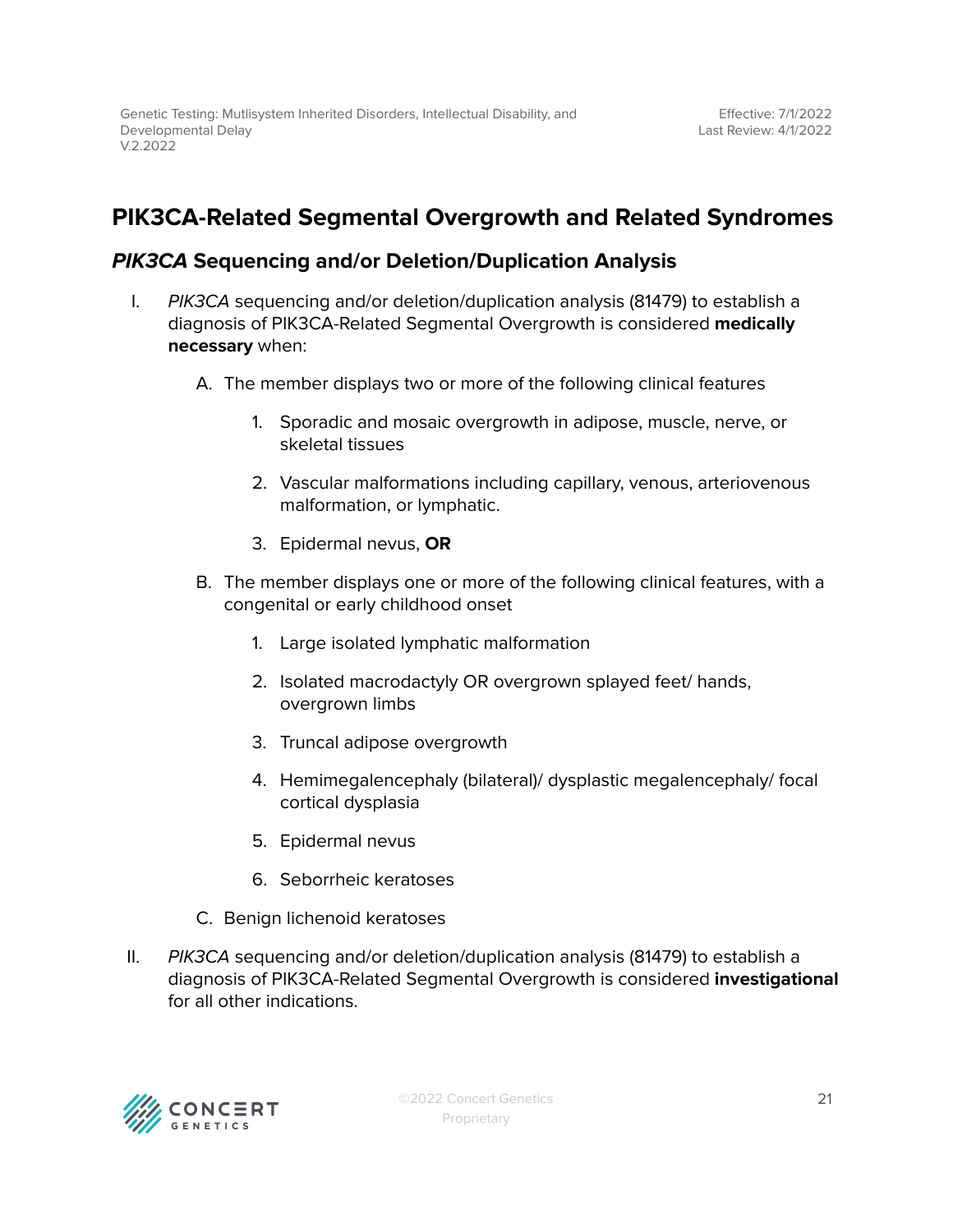## PIK3CA-Related Segmental Overgrowth and Related Syndromes

### *PIK3CA* Sequencing and/or Deletion/Duplication Analysis

I. *PIK3CA* sequencing and/or deletion/duplication analysis (81479) to establish a diagnosis of PIK3CA-Related Segmental Overgrowth is considered **medically necessary** when:

   A. The member displays two or more of the following clinical features

      1. Sporadic and mosaic overgrowth in adipose, muscle, nerve, or skeletal tissues
      2. Vascular malformations including capillary, venous, arteriovenous malformation, or lymphatic.
      3. Epidermal nevus, **OR**

   B. The member displays one or more of the following clinical features, with a congenital or early childhood onset

      1. Large isolated lymphatic malformation
      2. Isolated macrodactyly OR overgrown splayed feet/ hands, overgrown limbs
      3. Truncal adipose overgrowth
      4. Hemimegalencephaly (bilateral)/ dysplastic megalencephaly/ focal cortical dysplasia
      5. Epidermal nevus
      6. Seborrheic keratoses

   C. Benign lichenoid keratoses

II. *PIK3CA* sequencing and/or deletion/duplication analysis (81479) to establish a diagnosis of PIK3CA-Related Segmental Overgrowth is considered **investigational** for all other indications.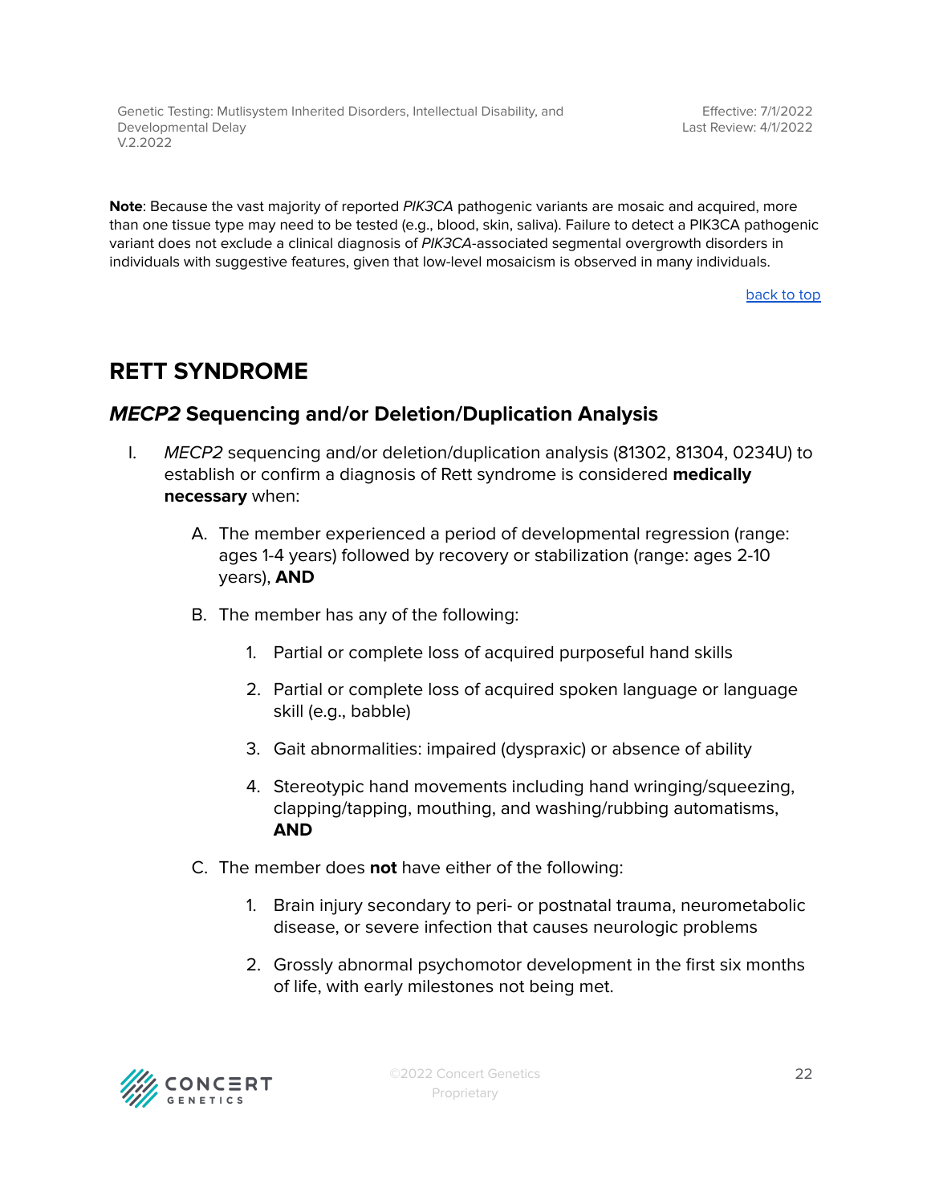**Note**: Because the vast majority of reported *PIK3CA* pathogenic variants are mosaic and acquired, more than one tissue type may need to be tested (e.g., blood, skin, saliva). Failure to detect a PIK3CA pathogenic variant does not exclude a clinical diagnosis of *PIK3CA*-associated segmental overgrowth disorders in individuals with suggestive features, given that low-level mosaicism is observed in many individuals.

back to top

## RETT SYNDROME

### *MECP2* Sequencing and/or Deletion/Duplication Analysis

I. *MECP2* sequencing and/or deletion/duplication analysis (81302, 81304, 0234U) to establish or confirm a diagnosis of Rett syndrome is considered **medically necessary** when:

   A. The member experienced a period of developmental regression (range: ages 1-4 years) followed by recovery or stabilization (range: ages 2-10 years), **AND**

   B. The member has any of the following:

      1. Partial or complete loss of acquired purposeful hand skills

      2. Partial or complete loss of acquired spoken language or language skill (e.g., babble)

      3. Gait abnormalities: impaired (dyspraxic) or absence of ability

      4. Stereotypic hand movements including hand wringing/squeezing, clapping/tapping, mouthing, and washing/rubbing automatisms, **AND**

   C. The member does **not** have either of the following:

      1. Brain injury secondary to peri- or postnatal trauma, neurometabolic disease, or severe infection that causes neurologic problems

      2. Grossly abnormal psychomotor development in the first six months of life, with early milestones not being met.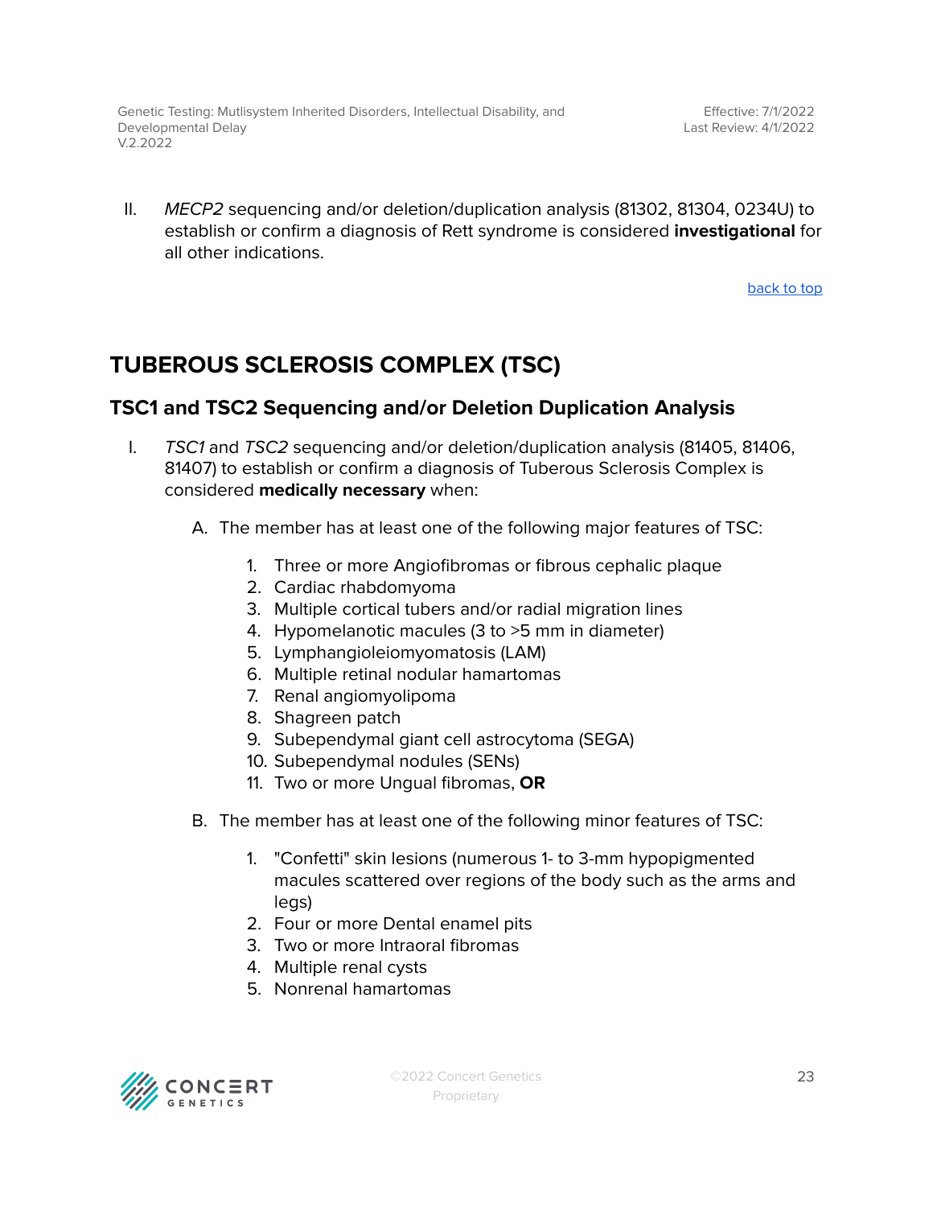II. *MECP2* sequencing and/or deletion/duplication analysis (81302, 81304, 0234U) to establish or confirm a diagnosis of Rett syndrome is considered **investigational** for all other indications.

back to top

## TUBEROUS SCLEROSIS COMPLEX (TSC)

### TSC1 and TSC2 Sequencing and/or Deletion Duplication Analysis

I. *TSC1* and *TSC2* sequencing and/or deletion/duplication analysis (81405, 81406, 81407) to establish or confirm a diagnosis of Tuberous Sclerosis Complex is considered **medically necessary** when:

   A. The member has at least one of the following major features of TSC:

      1. Three or more Angiofibromas or fibrous cephalic plaque
      2. Cardiac rhabdomyoma
      3. Multiple cortical tubers and/or radial migration lines
      4. Hypomelanotic macules (3 to >5 mm in diameter)
      5. Lymphangioleiomyomatosis (LAM)
      6. Multiple retinal nodular hamartomas
      7. Renal angiomyolipoma
      8. Shagreen patch
      9. Subependymal giant cell astrocytoma (SEGA)
      10. Subependymal nodules (SENs)
      11. Two or more Ungual fibromas, **OR**

   B. The member has at least one of the following minor features of TSC:

      1. "Confetti" skin lesions (numerous 1- to 3-mm hypopigmented macules scattered over regions of the body such as the arms and legs)
      2. Four or more Dental enamel pits
      3. Two or more Intraoral fibromas
      4. Multiple renal cysts
      5. Nonrenal hamartomas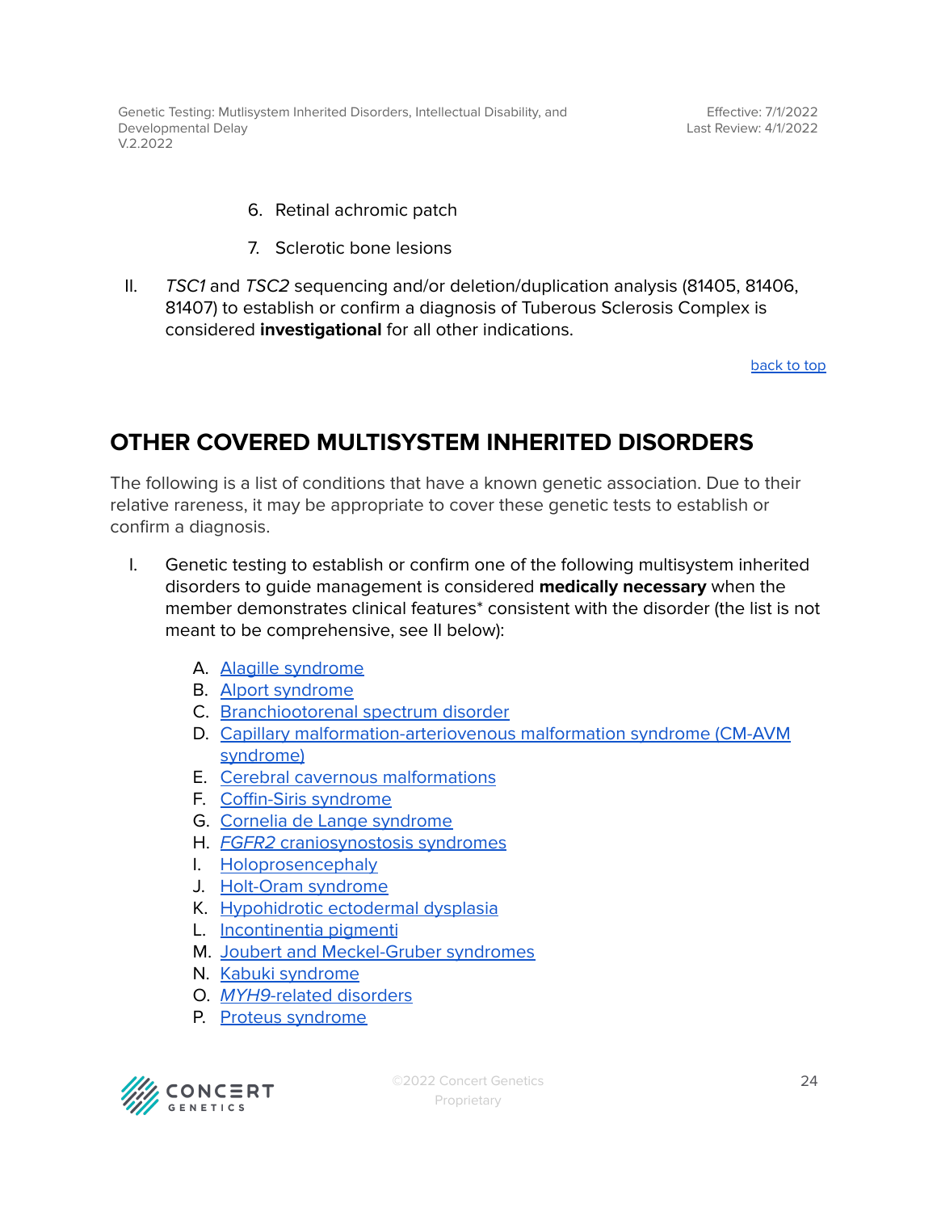6. Retinal achromic patch
7. Sclerotic bone lesions

II. *TSC1* and *TSC2* sequencing and/or deletion/duplication analysis (81405, 81406, 81407) to establish or confirm a diagnosis of Tuberous Sclerosis Complex is considered **investigational** for all other indications.

back to top

## OTHER COVERED MULTISYSTEM INHERITED DISORDERS

The following is a list of conditions that have a known genetic association. Due to their relative rareness, it may be appropriate to cover these genetic tests to establish or confirm a diagnosis.

I. Genetic testing to establish or confirm one of the following multisystem inherited disorders to guide management is considered **medically necessary** when the member demonstrates clinical features* consistent with the disorder (the list is not meant to be comprehensive, see II below):

   A. Alagille syndrome
   B. Alport syndrome
   C. Branchiootorenal spectrum disorder
   D. Capillary malformation-arteriovenous malformation syndrome (CM-AVM syndrome)
   E. Cerebral cavernous malformations
   F. Coffin-Siris syndrome
   G. Cornelia de Lange syndrome
   H. *FGFR2* craniosynostosis syndromes
   I. Holoprosencephaly
   J. Holt-Oram syndrome
   K. Hypohidrotic ectodermal dysplasia
   L. Incontinentia pigmenti
   M. Joubert and Meckel-Gruber syndromes
   N. Kabuki syndrome
   O. *MYH9*-related disorders
   P. Proteus syndrome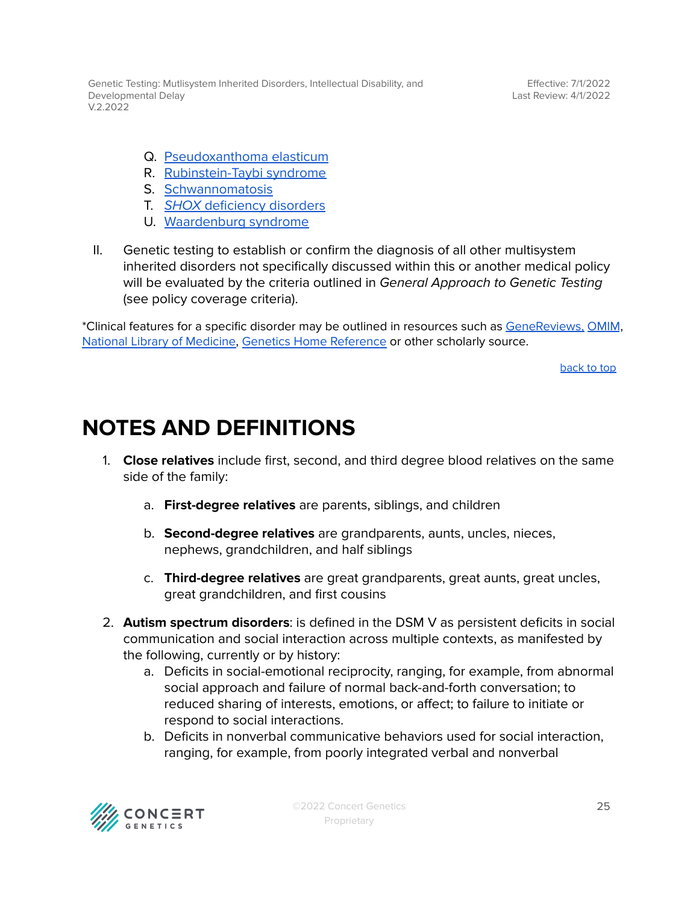Q. [Pseudoxanthoma elasticum]
R. [Rubinstein-Taybi syndrome]
S. [Schwannomatosis]
T. [*SHOX* deficiency disorders]
U. [Waardenburg syndrome]

II. Genetic testing to establish or confirm the diagnosis of all other multisystem inherited disorders not specifically discussed within this or another medical policy will be evaluated by the criteria outlined in *General Approach to Genetic Testing* (see policy coverage criteria).

*Clinical features for a specific disorder may be outlined in resources such as GeneReviews, OMIM, National Library of Medicine, Genetics Home Reference or other scholarly source.

back to top

# NOTES AND DEFINITIONS

1. **Close relatives** include first, second, and third degree blood relatives on the same side of the family:

   a. **First-degree relatives** are parents, siblings, and children

   b. **Second-degree relatives** are grandparents, aunts, uncles, nieces, nephews, grandchildren, and half siblings

   c. **Third-degree relatives** are great grandparents, great aunts, great uncles, great grandchildren, and first cousins

2. **Autism spectrum disorders**: is defined in the DSM V as persistent deficits in social communication and social interaction across multiple contexts, as manifested by the following, currently or by history:
   a. Deficits in social-emotional reciprocity, ranging, for example, from abnormal social approach and failure of normal back-and-forth conversation; to reduced sharing of interests, emotions, or affect; to failure to initiate or respond to social interactions.
   b. Deficits in nonverbal communicative behaviors used for social interaction, ranging, for example, from poorly integrated verbal and nonverbal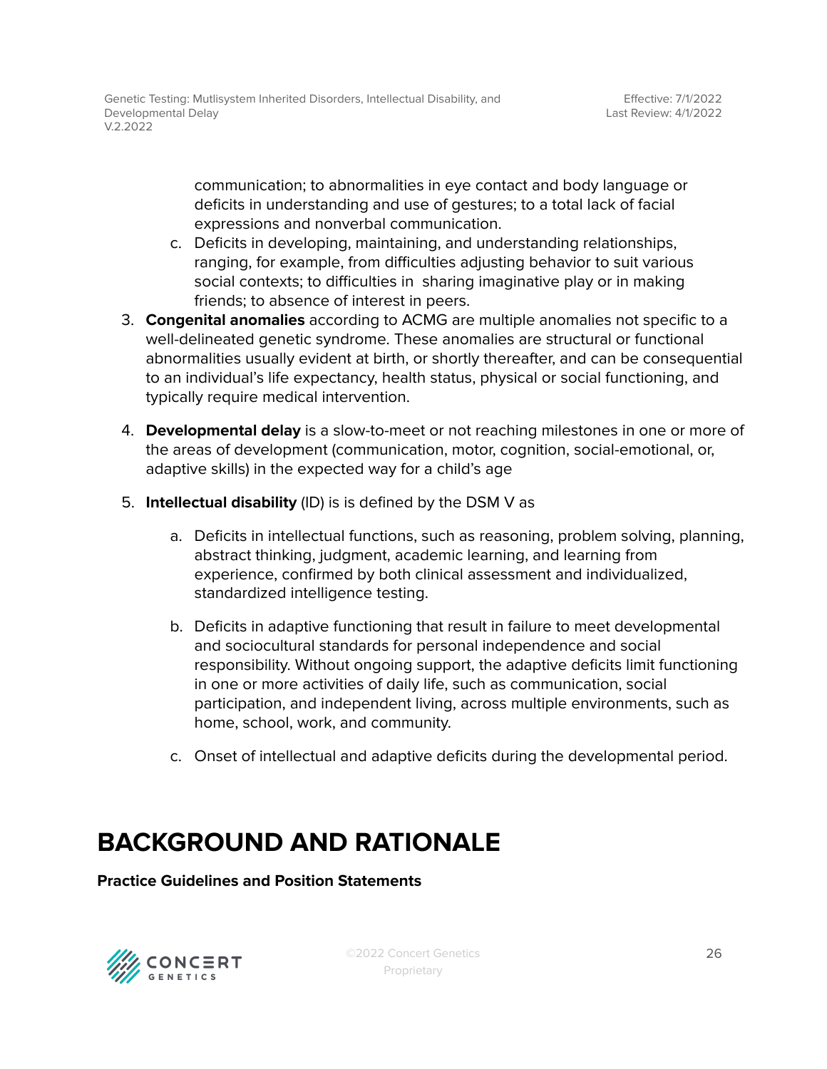communication; to abnormalities in eye contact and body language or deficits in understanding and use of gestures; to a total lack of facial expressions and nonverbal communication.

c. Deficits in developing, maintaining, and understanding relationships, ranging, for example, from difficulties adjusting behavior to suit various social contexts; to difficulties in sharing imaginative play or in making friends; to absence of interest in peers.

3. **Congenital anomalies** according to ACMG are multiple anomalies not specific to a well-delineated genetic syndrome. These anomalies are structural or functional abnormalities usually evident at birth, or shortly thereafter, and can be consequential to an individual's life expectancy, health status, physical or social functioning, and typically require medical intervention.

4. **Developmental delay** is a slow-to-meet or not reaching milestones in one or more of the areas of development (communication, motor, cognition, social-emotional, or, adaptive skills) in the expected way for a child's age

5. **Intellectual disability** (ID) is is defined by the DSM V as

   a. Deficits in intellectual functions, such as reasoning, problem solving, planning, abstract thinking, judgment, academic learning, and learning from experience, confirmed by both clinical assessment and individualized, standardized intelligence testing.

   b. Deficits in adaptive functioning that result in failure to meet developmental and sociocultural standards for personal independence and social responsibility. Without ongoing support, the adaptive deficits limit functioning in one or more activities of daily life, such as communication, social participation, and independent living, across multiple environments, such as home, school, work, and community.

   c. Onset of intellectual and adaptive deficits during the developmental period.

# BACKGROUND AND RATIONALE

**Practice Guidelines and Position Statements**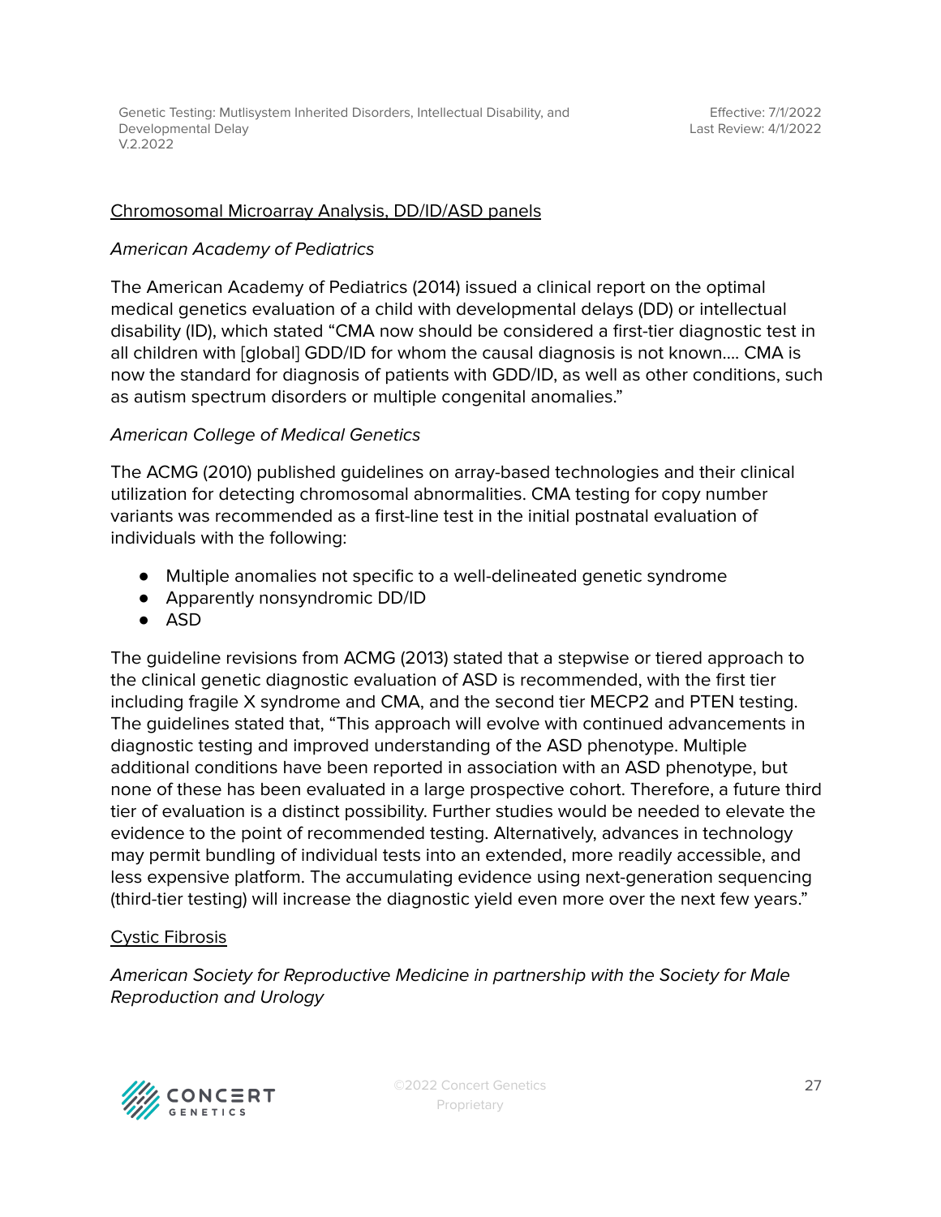Chromosomal Microarray Analysis, DD/ID/ASD panels

*American Academy of Pediatrics*

The American Academy of Pediatrics (2014) issued a clinical report on the optimal medical genetics evaluation of a child with developmental delays (DD) or intellectual disability (ID), which stated "CMA now should be considered a first-tier diagnostic test in all children with [global] GDD/ID for whom the causal diagnosis is not known…. CMA is now the standard for diagnosis of patients with GDD/ID, as well as other conditions, such as autism spectrum disorders or multiple congenital anomalies."

*American College of Medical Genetics*

The ACMG (2010) published guidelines on array-based technologies and their clinical utilization for detecting chromosomal abnormalities. CMA testing for copy number variants was recommended as a first-line test in the initial postnatal evaluation of individuals with the following:

- Multiple anomalies not specific to a well-delineated genetic syndrome
- Apparently nonsyndromic DD/ID
- ASD

The guideline revisions from ACMG (2013) stated that a stepwise or tiered approach to the clinical genetic diagnostic evaluation of ASD is recommended, with the first tier including fragile X syndrome and CMA, and the second tier MECP2 and PTEN testing. The guidelines stated that, "This approach will evolve with continued advancements in diagnostic testing and improved understanding of the ASD phenotype. Multiple additional conditions have been reported in association with an ASD phenotype, but none of these has been evaluated in a large prospective cohort. Therefore, a future third tier of evaluation is a distinct possibility. Further studies would be needed to elevate the evidence to the point of recommended testing. Alternatively, advances in technology may permit bundling of individual tests into an extended, more readily accessible, and less expensive platform. The accumulating evidence using next-generation sequencing (third-tier testing) will increase the diagnostic yield even more over the next few years."

Cystic Fibrosis

*American Society for Reproductive Medicine in partnership with the Society for Male Reproduction and Urology*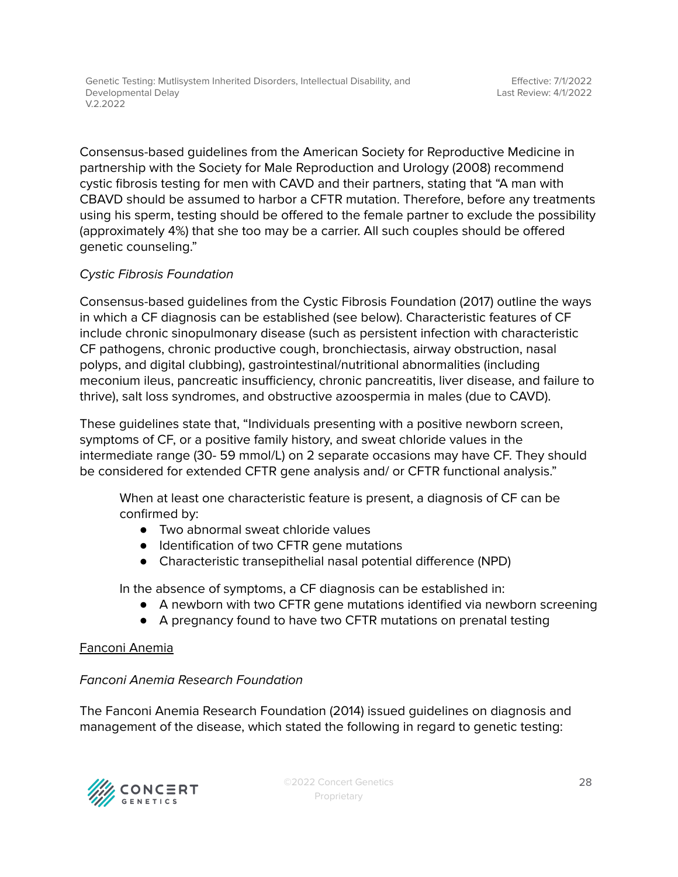Consensus-based guidelines from the American Society for Reproductive Medicine in partnership with the Society for Male Reproduction and Urology (2008) recommend cystic fibrosis testing for men with CAVD and their partners, stating that "A man with CBAVD should be assumed to harbor a CFTR mutation. Therefore, before any treatments using his sperm, testing should be offered to the female partner to exclude the possibility (approximately 4%) that she too may be a carrier. All such couples should be offered genetic counseling."

*Cystic Fibrosis Foundation*

Consensus-based guidelines from the Cystic Fibrosis Foundation (2017) outline the ways in which a CF diagnosis can be established (see below). Characteristic features of CF include chronic sinopulmonary disease (such as persistent infection with characteristic CF pathogens, chronic productive cough, bronchiectasis, airway obstruction, nasal polyps, and digital clubbing), gastrointestinal/nutritional abnormalities (including meconium ileus, pancreatic insufficiency, chronic pancreatitis, liver disease, and failure to thrive), salt loss syndromes, and obstructive azoospermia in males (due to CAVD).

These guidelines state that, "Individuals presenting with a positive newborn screen, symptoms of CF, or a positive family history, and sweat chloride values in the intermediate range (30- 59 mmol/L) on 2 separate occasions may have CF. They should be considered for extended CFTR gene analysis and/ or CFTR functional analysis."

> When at least one characteristic feature is present, a diagnosis of CF can be confirmed by:
>
> - Two abnormal sweat chloride values
> - Identification of two CFTR gene mutations
> - Characteristic transepithelial nasal potential difference (NPD)
>
> In the absence of symptoms, a CF diagnosis can be established in:
>
> - A newborn with two CFTR gene mutations identified via newborn screening
> - A pregnancy found to have two CFTR mutations on prenatal testing

<u>Fanconi Anemia</u>

*Fanconi Anemia Research Foundation*

The Fanconi Anemia Research Foundation (2014) issued guidelines on diagnosis and management of the disease, which stated the following in regard to genetic testing: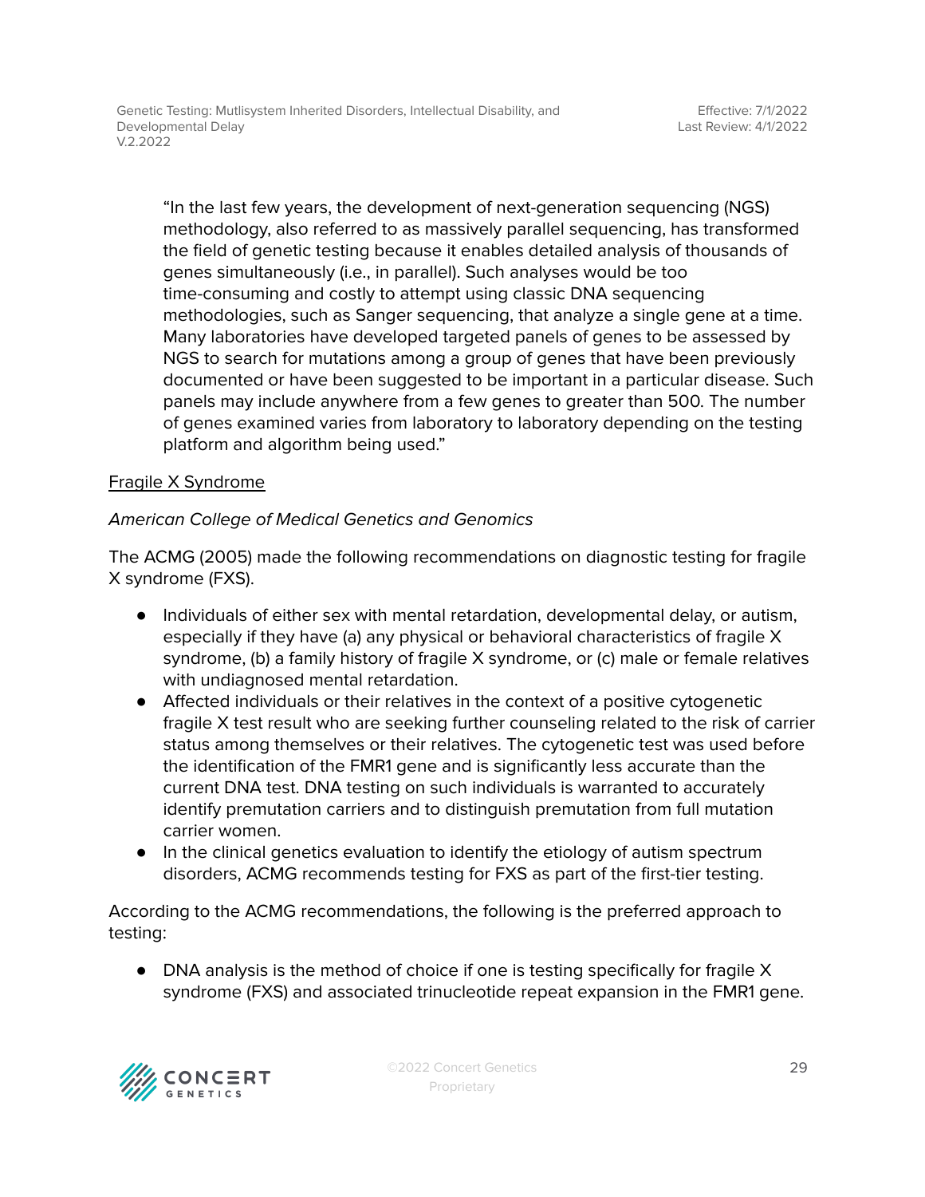> "In the last few years, the development of next-generation sequencing (NGS) methodology, also referred to as massively parallel sequencing, has transformed the field of genetic testing because it enables detailed analysis of thousands of genes simultaneously (i.e., in parallel). Such analyses would be too time-consuming and costly to attempt using classic DNA sequencing methodologies, such as Sanger sequencing, that analyze a single gene at a time. Many laboratories have developed targeted panels of genes to be assessed by NGS to search for mutations among a group of genes that have been previously documented or have been suggested to be important in a particular disease. Such panels may include anywhere from a few genes to greater than 500. The number of genes examined varies from laboratory to laboratory depending on the testing platform and algorithm being used."

<u>Fragile X Syndrome</u>

*American College of Medical Genetics and Genomics*

The ACMG (2005) made the following recommendations on diagnostic testing for fragile X syndrome (FXS).

- Individuals of either sex with mental retardation, developmental delay, or autism, especially if they have (a) any physical or behavioral characteristics of fragile X syndrome, (b) a family history of fragile X syndrome, or (c) male or female relatives with undiagnosed mental retardation.
- Affected individuals or their relatives in the context of a positive cytogenetic fragile X test result who are seeking further counseling related to the risk of carrier status among themselves or their relatives. The cytogenetic test was used before the identification of the FMR1 gene and is significantly less accurate than the current DNA test. DNA testing on such individuals is warranted to accurately identify premutation carriers and to distinguish premutation from full mutation carrier women.
- In the clinical genetics evaluation to identify the etiology of autism spectrum disorders, ACMG recommends testing for FXS as part of the first-tier testing.

According to the ACMG recommendations, the following is the preferred approach to testing:

- DNA analysis is the method of choice if one is testing specifically for fragile X syndrome (FXS) and associated trinucleotide repeat expansion in the FMR1 gene.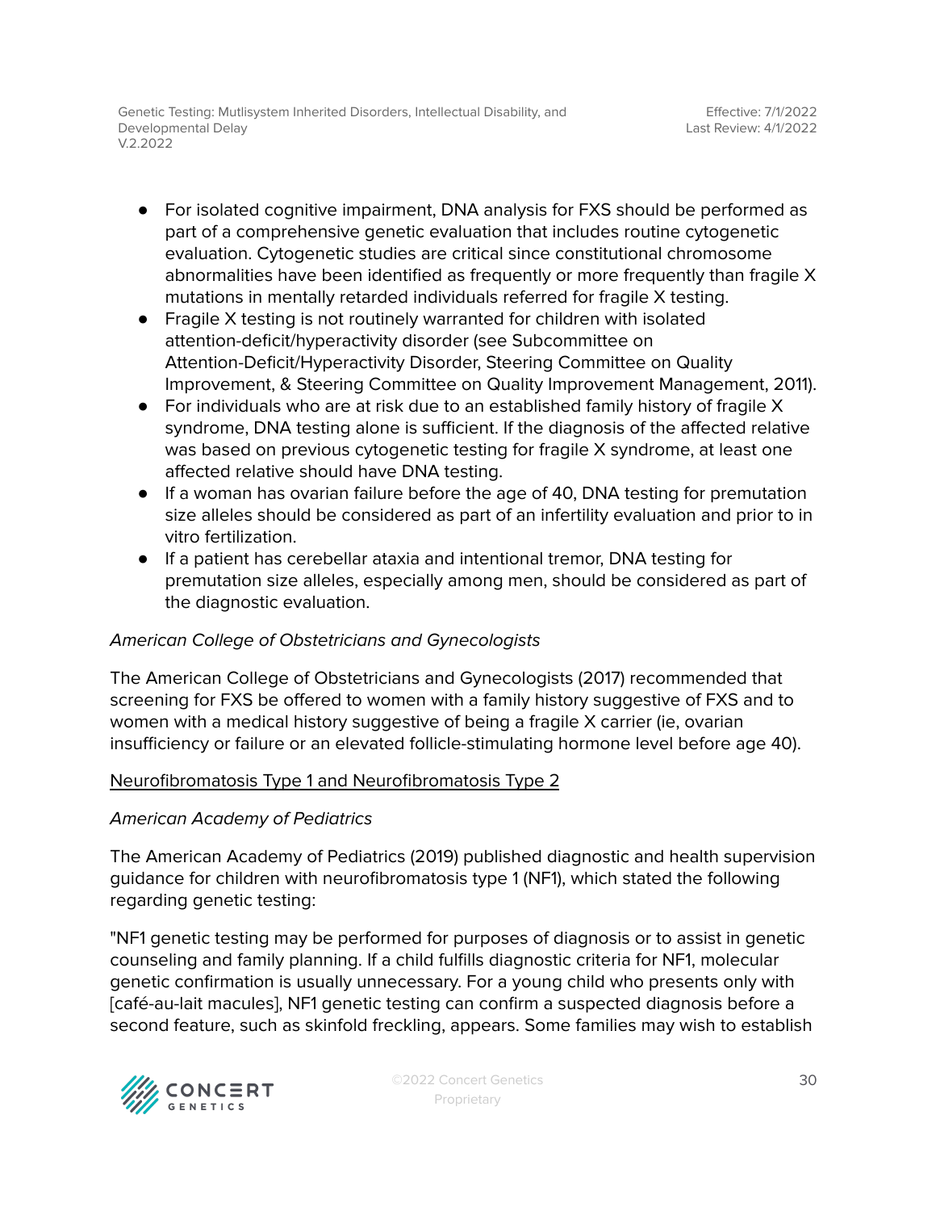- For isolated cognitive impairment, DNA analysis for FXS should be performed as part of a comprehensive genetic evaluation that includes routine cytogenetic evaluation. Cytogenetic studies are critical since constitutional chromosome abnormalities have been identified as frequently or more frequently than fragile X mutations in mentally retarded individuals referred for fragile X testing.
- Fragile X testing is not routinely warranted for children with isolated attention-deficit/hyperactivity disorder (see Subcommittee on Attention-Deficit/Hyperactivity Disorder, Steering Committee on Quality Improvement, & Steering Committee on Quality Improvement Management, 2011).
- For individuals who are at risk due to an established family history of fragile X syndrome, DNA testing alone is sufficient. If the diagnosis of the affected relative was based on previous cytogenetic testing for fragile X syndrome, at least one affected relative should have DNA testing.
- If a woman has ovarian failure before the age of 40, DNA testing for premutation size alleles should be considered as part of an infertility evaluation and prior to in vitro fertilization.
- If a patient has cerebellar ataxia and intentional tremor, DNA testing for premutation size alleles, especially among men, should be considered as part of the diagnostic evaluation.

*American College of Obstetricians and Gynecologists*

The American College of Obstetricians and Gynecologists (2017) recommended that screening for FXS be offered to women with a family history suggestive of FXS and to women with a medical history suggestive of being a fragile X carrier (ie, ovarian insufficiency or failure or an elevated follicle-stimulating hormone level before age 40).

<u>Neurofibromatosis Type 1 and Neurofibromatosis Type 2</u>

*American Academy of Pediatrics*

The American Academy of Pediatrics (2019) published diagnostic and health supervision guidance for children with neurofibromatosis type 1 (NF1), which stated the following regarding genetic testing:

"NF1 genetic testing may be performed for purposes of diagnosis or to assist in genetic counseling and family planning. If a child fulfills diagnostic criteria for NF1, molecular genetic confirmation is usually unnecessary. For a young child who presents only with [café-au-lait macules], NF1 genetic testing can confirm a suspected diagnosis before a second feature, such as skinfold freckling, appears. Some families may wish to establish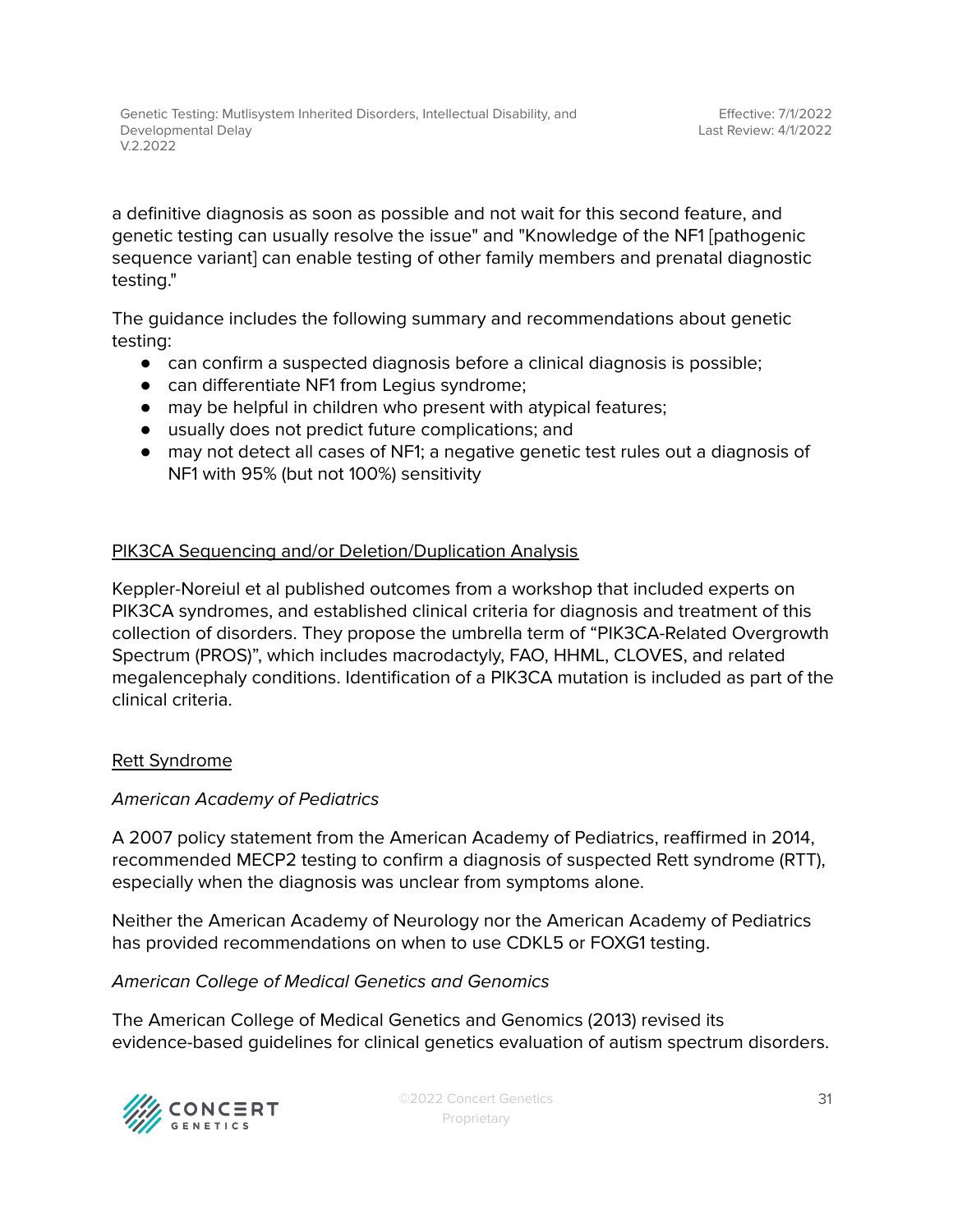a definitive diagnosis as soon as possible and not wait for this second feature, and genetic testing can usually resolve the issue" and "Knowledge of the NF1 [pathogenic sequence variant] can enable testing of other family members and prenatal diagnostic testing."

The guidance includes the following summary and recommendations about genetic testing:

- can confirm a suspected diagnosis before a clinical diagnosis is possible;
- can differentiate NF1 from Legius syndrome;
- may be helpful in children who present with atypical features;
- usually does not predict future complications; and
- may not detect all cases of NF1; a negative genetic test rules out a diagnosis of NF1 with 95% (but not 100%) sensitivity

<u>PIK3CA Sequencing and/or Deletion/Duplication Analysis</u>

Keppler-Noreiul et al published outcomes from a workshop that included experts on PIK3CA syndromes, and established clinical criteria for diagnosis and treatment of this collection of disorders. They propose the umbrella term of "PIK3CA-Related Overgrowth Spectrum (PROS)", which includes macrodactyly, FAO, HHML, CLOVES, and related megalencephaly conditions. Identification of a PIK3CA mutation is included as part of the clinical criteria.

<u>Rett Syndrome</u>

*American Academy of Pediatrics*

A 2007 policy statement from the American Academy of Pediatrics, reaffirmed in 2014, recommended MECP2 testing to confirm a diagnosis of suspected Rett syndrome (RTT), especially when the diagnosis was unclear from symptoms alone.

Neither the American Academy of Neurology nor the American Academy of Pediatrics has provided recommendations on when to use CDKL5 or FOXG1 testing.

*American College of Medical Genetics and Genomics*

The American College of Medical Genetics and Genomics (2013) revised its evidence-based guidelines for clinical genetics evaluation of autism spectrum disorders.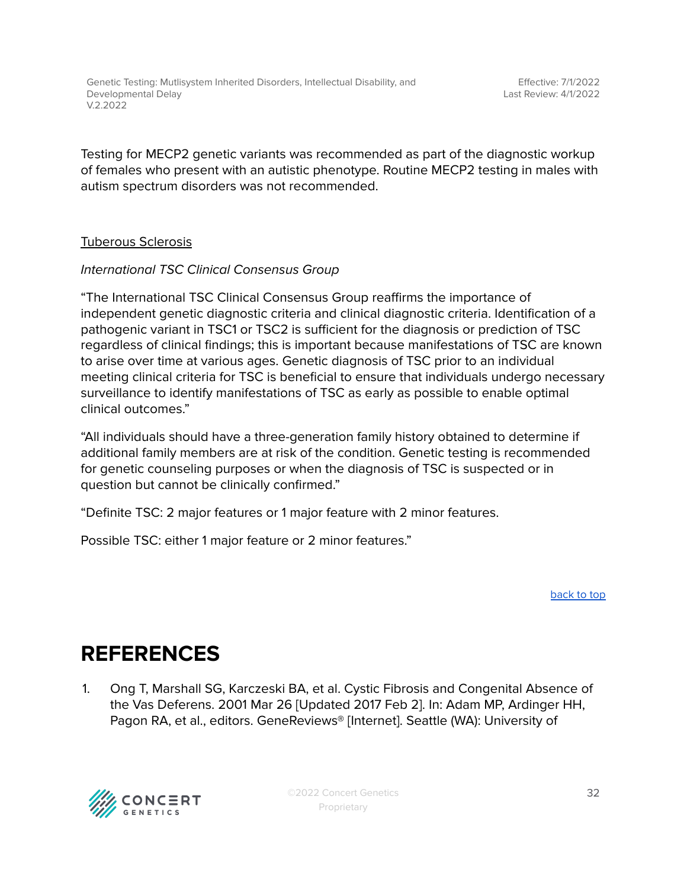Testing for MECP2 genetic variants was recommended as part of the diagnostic workup of females who present with an autistic phenotype. Routine MECP2 testing in males with autism spectrum disorders was not recommended.

<u>Tuberous Sclerosis</u>

*International TSC Clinical Consensus Group*

"The International TSC Clinical Consensus Group reaffirms the importance of independent genetic diagnostic criteria and clinical diagnostic criteria. Identification of a pathogenic variant in TSC1 or TSC2 is sufficient for the diagnosis or prediction of TSC regardless of clinical findings; this is important because manifestations of TSC are known to arise over time at various ages. Genetic diagnosis of TSC prior to an individual meeting clinical criteria for TSC is beneficial to ensure that individuals undergo necessary surveillance to identify manifestations of TSC as early as possible to enable optimal clinical outcomes."

"All individuals should have a three-generation family history obtained to determine if additional family members are at risk of the condition. Genetic testing is recommended for genetic counseling purposes or when the diagnosis of TSC is suspected or in question but cannot be clinically confirmed."

"Definite TSC: 2 major features or 1 major feature with 2 minor features.

Possible TSC: either 1 major feature or 2 minor features."

back to top

# REFERENCES

1. Ong T, Marshall SG, Karczeski BA, et al. Cystic Fibrosis and Congenital Absence of the Vas Deferens. 2001 Mar 26 [Updated 2017 Feb 2]. In: Adam MP, Ardinger HH, Pagon RA, et al., editors. GeneReviews® [Internet]. Seattle (WA): University of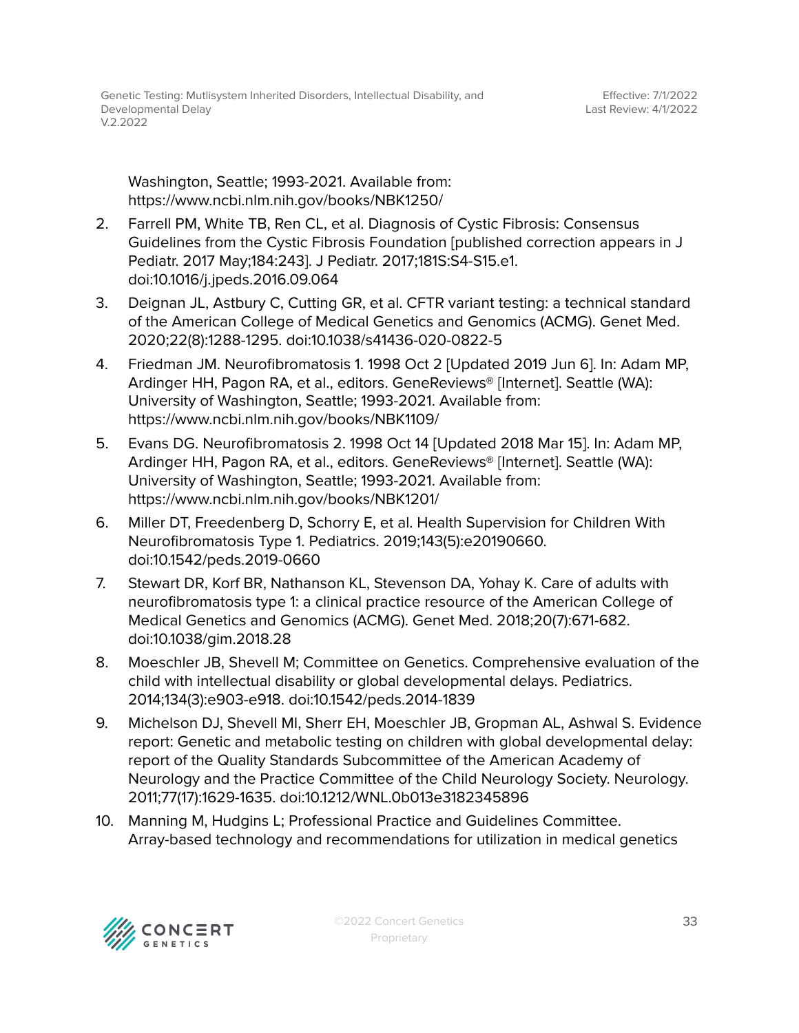Washington, Seattle; 1993-2021. Available from: https://www.ncbi.nlm.nih.gov/books/NBK1250/

2. Farrell PM, White TB, Ren CL, et al. Diagnosis of Cystic Fibrosis: Consensus Guidelines from the Cystic Fibrosis Foundation [published correction appears in J Pediatr. 2017 May;184:243]. J Pediatr. 2017;181S:S4-S15.e1. doi:10.1016/j.jpeds.2016.09.064
3. Deignan JL, Astbury C, Cutting GR, et al. CFTR variant testing: a technical standard of the American College of Medical Genetics and Genomics (ACMG). Genet Med. 2020;22(8):1288-1295. doi:10.1038/s41436-020-0822-5
4. Friedman JM. Neurofibromatosis 1. 1998 Oct 2 [Updated 2019 Jun 6]. In: Adam MP, Ardinger HH, Pagon RA, et al., editors. GeneReviews® [Internet]. Seattle (WA): University of Washington, Seattle; 1993-2021. Available from: https://www.ncbi.nlm.nih.gov/books/NBK1109/
5. Evans DG. Neurofibromatosis 2. 1998 Oct 14 [Updated 2018 Mar 15]. In: Adam MP, Ardinger HH, Pagon RA, et al., editors. GeneReviews® [Internet]. Seattle (WA): University of Washington, Seattle; 1993-2021. Available from: https://www.ncbi.nlm.nih.gov/books/NBK1201/
6. Miller DT, Freedenberg D, Schorry E, et al. Health Supervision for Children With Neurofibromatosis Type 1. Pediatrics. 2019;143(5):e20190660. doi:10.1542/peds.2019-0660
7. Stewart DR, Korf BR, Nathanson KL, Stevenson DA, Yohay K. Care of adults with neurofibromatosis type 1: a clinical practice resource of the American College of Medical Genetics and Genomics (ACMG). Genet Med. 2018;20(7):671-682. doi:10.1038/gim.2018.28
8. Moeschler JB, Shevell M; Committee on Genetics. Comprehensive evaluation of the child with intellectual disability or global developmental delays. Pediatrics. 2014;134(3):e903-e918. doi:10.1542/peds.2014-1839
9. Michelson DJ, Shevell MI, Sherr EH, Moeschler JB, Gropman AL, Ashwal S. Evidence report: Genetic and metabolic testing on children with global developmental delay: report of the Quality Standards Subcommittee of the American Academy of Neurology and the Practice Committee of the Child Neurology Society. Neurology. 2011;77(17):1629-1635. doi:10.1212/WNL.0b013e3182345896
10. Manning M, Hudgins L; Professional Practice and Guidelines Committee. Array-based technology and recommendations for utilization in medical genetics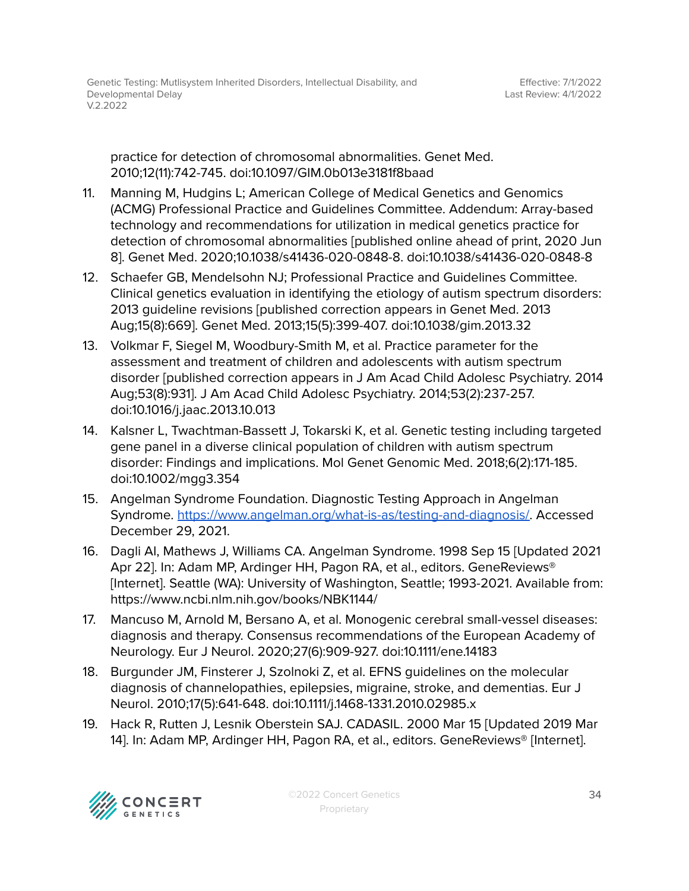practice for detection of chromosomal abnormalities. Genet Med. 2010;12(11):742-745. doi:10.1097/GIM.0b013e3181f8baad

11. Manning M, Hudgins L; American College of Medical Genetics and Genomics (ACMG) Professional Practice and Guidelines Committee. Addendum: Array-based technology and recommendations for utilization in medical genetics practice for detection of chromosomal abnormalities [published online ahead of print, 2020 Jun 8]. Genet Med. 2020;10.1038/s41436-020-0848-8. doi:10.1038/s41436-020-0848-8
12. Schaefer GB, Mendelsohn NJ; Professional Practice and Guidelines Committee. Clinical genetics evaluation in identifying the etiology of autism spectrum disorders: 2013 guideline revisions [published correction appears in Genet Med. 2013 Aug;15(8):669]. Genet Med. 2013;15(5):399-407. doi:10.1038/gim.2013.32
13. Volkmar F, Siegel M, Woodbury-Smith M, et al. Practice parameter for the assessment and treatment of children and adolescents with autism spectrum disorder [published correction appears in J Am Acad Child Adolesc Psychiatry. 2014 Aug;53(8):931]. J Am Acad Child Adolesc Psychiatry. 2014;53(2):237-257. doi:10.1016/j.jaac.2013.10.013
14. Kalsner L, Twachtman-Bassett J, Tokarski K, et al. Genetic testing including targeted gene panel in a diverse clinical population of children with autism spectrum disorder: Findings and implications. Mol Genet Genomic Med. 2018;6(2):171-185. doi:10.1002/mgg3.354
15. Angelman Syndrome Foundation. Diagnostic Testing Approach in Angelman Syndrome. https://www.angelman.org/what-is-as/testing-and-diagnosis/. Accessed December 29, 2021.
16. Dagli AI, Mathews J, Williams CA. Angelman Syndrome. 1998 Sep 15 [Updated 2021 Apr 22]. In: Adam MP, Ardinger HH, Pagon RA, et al., editors. GeneReviews® [Internet]. Seattle (WA): University of Washington, Seattle; 1993-2021. Available from: https://www.ncbi.nlm.nih.gov/books/NBK1144/
17. Mancuso M, Arnold M, Bersano A, et al. Monogenic cerebral small-vessel diseases: diagnosis and therapy. Consensus recommendations of the European Academy of Neurology. Eur J Neurol. 2020;27(6):909-927. doi:10.1111/ene.14183
18. Burgunder JM, Finsterer J, Szolnoki Z, et al. EFNS guidelines on the molecular diagnosis of channelopathies, epilepsies, migraine, stroke, and dementias. Eur J Neurol. 2010;17(5):641-648. doi:10.1111/j.1468-1331.2010.02985.x
19. Hack R, Rutten J, Lesnik Oberstein SAJ. CADASIL. 2000 Mar 15 [Updated 2019 Mar 14]. In: Adam MP, Ardinger HH, Pagon RA, et al., editors. GeneReviews® [Internet].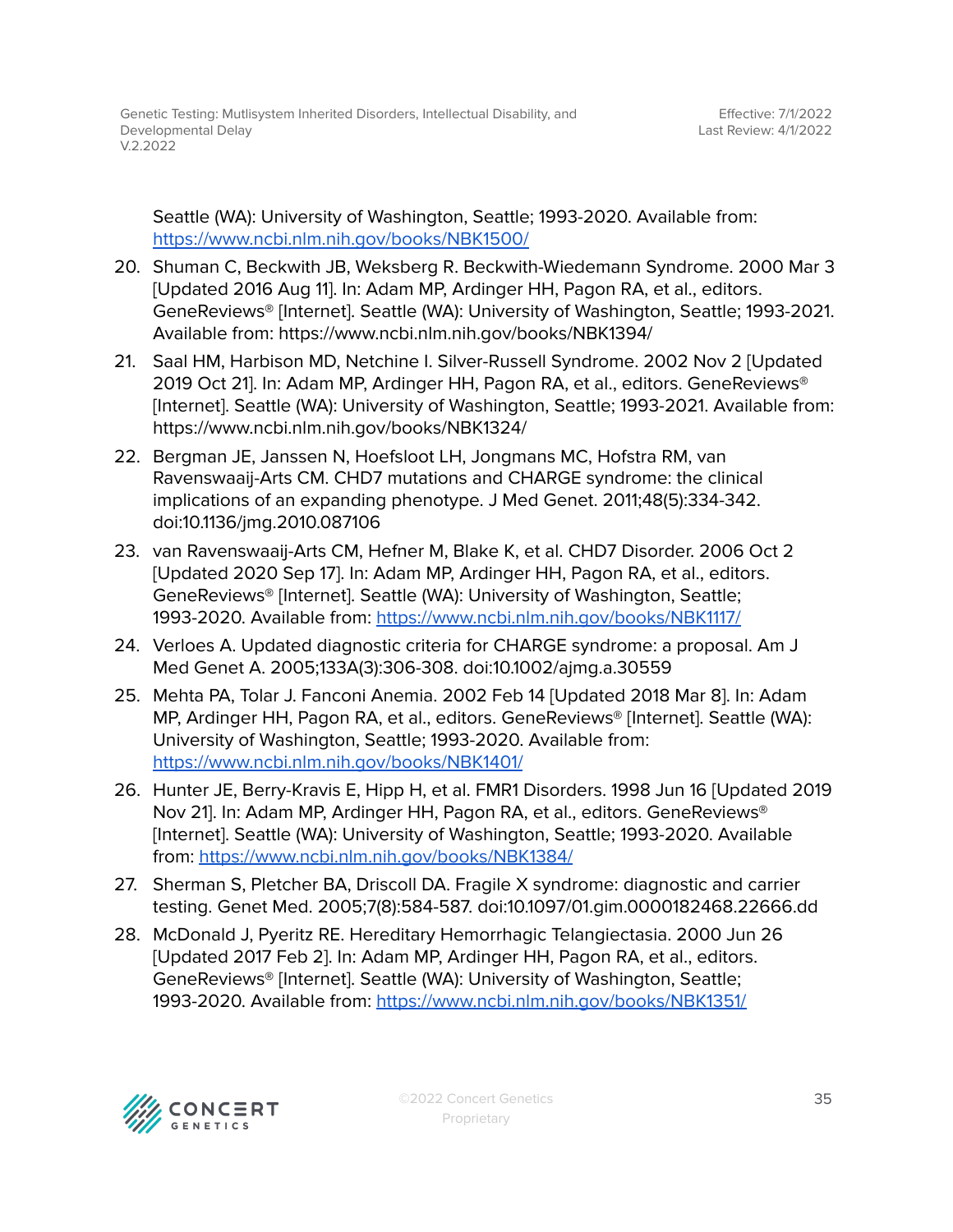Seattle (WA): University of Washington, Seattle; 1993-2020. Available from: https://www.ncbi.nlm.nih.gov/books/NBK1500/

20. Shuman C, Beckwith JB, Weksberg R. Beckwith-Wiedemann Syndrome. 2000 Mar 3 [Updated 2016 Aug 11]. In: Adam MP, Ardinger HH, Pagon RA, et al., editors. GeneReviews® [Internet]. Seattle (WA): University of Washington, Seattle; 1993-2021. Available from: https://www.ncbi.nlm.nih.gov/books/NBK1394/
21. Saal HM, Harbison MD, Netchine I. Silver-Russell Syndrome. 2002 Nov 2 [Updated 2019 Oct 21]. In: Adam MP, Ardinger HH, Pagon RA, et al., editors. GeneReviews® [Internet]. Seattle (WA): University of Washington, Seattle; 1993-2021. Available from: https://www.ncbi.nlm.nih.gov/books/NBK1324/
22. Bergman JE, Janssen N, Hoefsloot LH, Jongmans MC, Hofstra RM, van Ravenswaaij-Arts CM. CHD7 mutations and CHARGE syndrome: the clinical implications of an expanding phenotype. J Med Genet. 2011;48(5):334-342. doi:10.1136/jmg.2010.087106
23. van Ravenswaaij-Arts CM, Hefner M, Blake K, et al. CHD7 Disorder. 2006 Oct 2 [Updated 2020 Sep 17]. In: Adam MP, Ardinger HH, Pagon RA, et al., editors. GeneReviews® [Internet]. Seattle (WA): University of Washington, Seattle; 1993-2020. Available from: https://www.ncbi.nlm.nih.gov/books/NBK1117/
24. Verloes A. Updated diagnostic criteria for CHARGE syndrome: a proposal. Am J Med Genet A. 2005;133A(3):306-308. doi:10.1002/ajmg.a.30559
25. Mehta PA, Tolar J. Fanconi Anemia. 2002 Feb 14 [Updated 2018 Mar 8]. In: Adam MP, Ardinger HH, Pagon RA, et al., editors. GeneReviews® [Internet]. Seattle (WA): University of Washington, Seattle; 1993-2020. Available from: https://www.ncbi.nlm.nih.gov/books/NBK1401/
26. Hunter JE, Berry-Kravis E, Hipp H, et al. FMR1 Disorders. 1998 Jun 16 [Updated 2019 Nov 21]. In: Adam MP, Ardinger HH, Pagon RA, et al., editors. GeneReviews® [Internet]. Seattle (WA): University of Washington, Seattle; 1993-2020. Available from: https://www.ncbi.nlm.nih.gov/books/NBK1384/
27. Sherman S, Pletcher BA, Driscoll DA. Fragile X syndrome: diagnostic and carrier testing. Genet Med. 2005;7(8):584-587. doi:10.1097/01.gim.0000182468.22666.dd
28. McDonald J, Pyeritz RE. Hereditary Hemorrhagic Telangiectasia. 2000 Jun 26 [Updated 2017 Feb 2]. In: Adam MP, Ardinger HH, Pagon RA, et al., editors. GeneReviews® [Internet]. Seattle (WA): University of Washington, Seattle; 1993-2020. Available from: https://www.ncbi.nlm.nih.gov/books/NBK1351/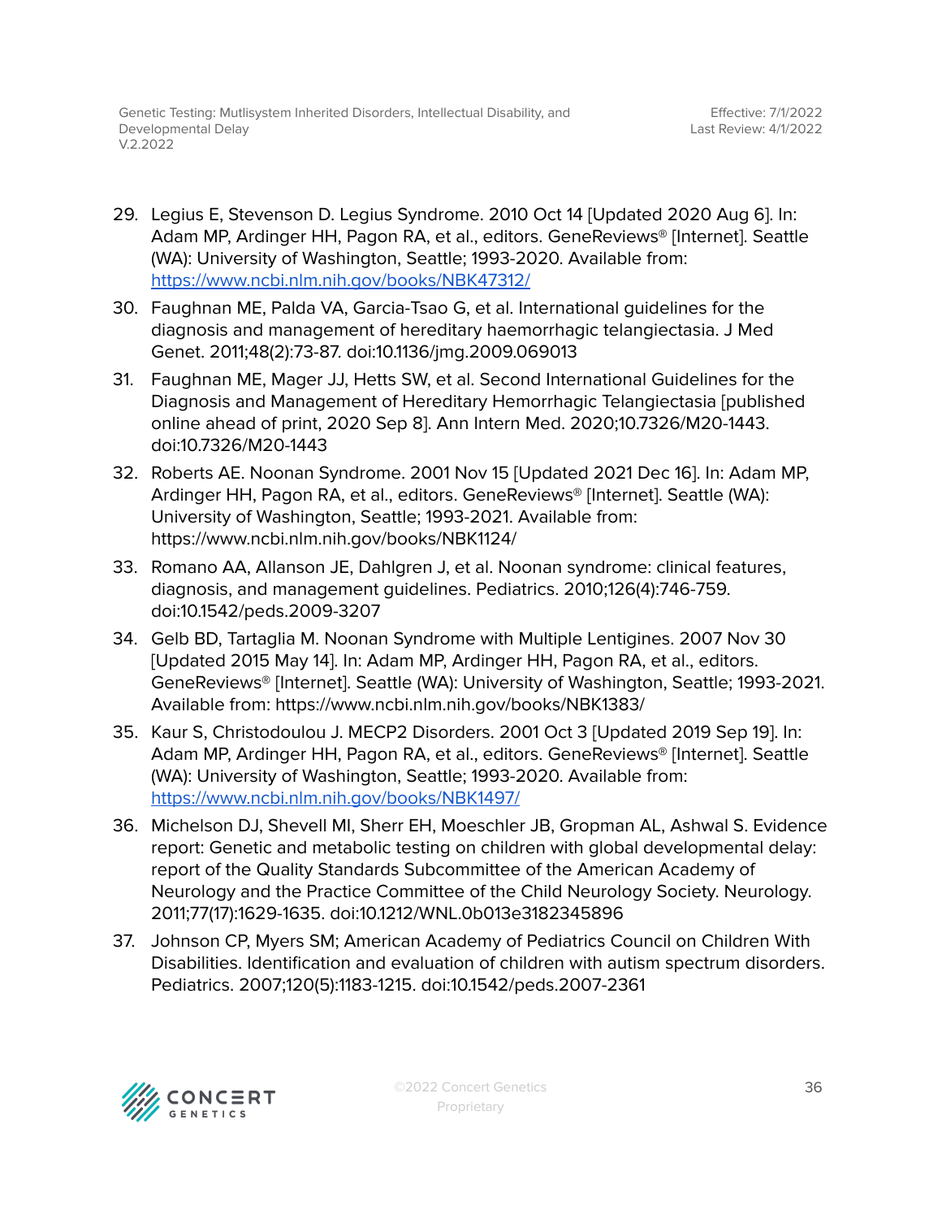29. Legius E, Stevenson D. Legius Syndrome. 2010 Oct 14 [Updated 2020 Aug 6]. In: Adam MP, Ardinger HH, Pagon RA, et al., editors. GeneReviews® [Internet]. Seattle (WA): University of Washington, Seattle; 1993-2020. Available from: https://www.ncbi.nlm.nih.gov/books/NBK47312/
30. Faughnan ME, Palda VA, Garcia-Tsao G, et al. International guidelines for the diagnosis and management of hereditary haemorrhagic telangiectasia. J Med Genet. 2011;48(2):73-87. doi:10.1136/jmg.2009.069013
31. Faughnan ME, Mager JJ, Hetts SW, et al. Second International Guidelines for the Diagnosis and Management of Hereditary Hemorrhagic Telangiectasia [published online ahead of print, 2020 Sep 8]. Ann Intern Med. 2020;10.7326/M20-1443. doi:10.7326/M20-1443
32. Roberts AE. Noonan Syndrome. 2001 Nov 15 [Updated 2021 Dec 16]. In: Adam MP, Ardinger HH, Pagon RA, et al., editors. GeneReviews® [Internet]. Seattle (WA): University of Washington, Seattle; 1993-2021. Available from: https://www.ncbi.nlm.nih.gov/books/NBK1124/
33. Romano AA, Allanson JE, Dahlgren J, et al. Noonan syndrome: clinical features, diagnosis, and management guidelines. Pediatrics. 2010;126(4):746-759. doi:10.1542/peds.2009-3207
34. Gelb BD, Tartaglia M. Noonan Syndrome with Multiple Lentigines. 2007 Nov 30 [Updated 2015 May 14]. In: Adam MP, Ardinger HH, Pagon RA, et al., editors. GeneReviews® [Internet]. Seattle (WA): University of Washington, Seattle; 1993-2021. Available from: https://www.ncbi.nlm.nih.gov/books/NBK1383/
35. Kaur S, Christodoulou J. MECP2 Disorders. 2001 Oct 3 [Updated 2019 Sep 19]. In: Adam MP, Ardinger HH, Pagon RA, et al., editors. GeneReviews® [Internet]. Seattle (WA): University of Washington, Seattle; 1993-2020. Available from: https://www.ncbi.nlm.nih.gov/books/NBK1497/
36. Michelson DJ, Shevell MI, Sherr EH, Moeschler JB, Gropman AL, Ashwal S. Evidence report: Genetic and metabolic testing on children with global developmental delay: report of the Quality Standards Subcommittee of the American Academy of Neurology and the Practice Committee of the Child Neurology Society. Neurology. 2011;77(17):1629-1635. doi:10.1212/WNL.0b013e3182345896
37. Johnson CP, Myers SM; American Academy of Pediatrics Council on Children With Disabilities. Identification and evaluation of children with autism spectrum disorders. Pediatrics. 2007;120(5):1183-1215. doi:10.1542/peds.2007-2361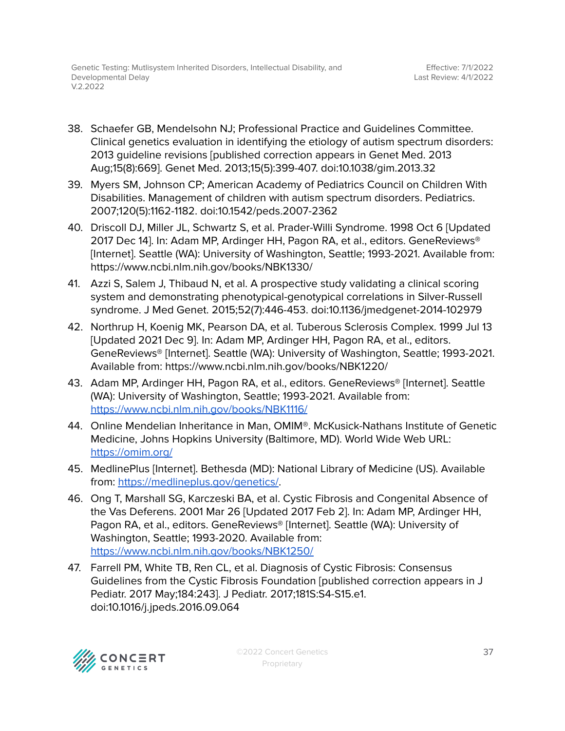38. Schaefer GB, Mendelsohn NJ; Professional Practice and Guidelines Committee. Clinical genetics evaluation in identifying the etiology of autism spectrum disorders: 2013 guideline revisions [published correction appears in Genet Med. 2013 Aug;15(8):669]. Genet Med. 2013;15(5):399-407. doi:10.1038/gim.2013.32
39. Myers SM, Johnson CP; American Academy of Pediatrics Council on Children With Disabilities. Management of children with autism spectrum disorders. Pediatrics. 2007;120(5):1162-1182. doi:10.1542/peds.2007-2362
40. Driscoll DJ, Miller JL, Schwartz S, et al. Prader-Willi Syndrome. 1998 Oct 6 [Updated 2017 Dec 14]. In: Adam MP, Ardinger HH, Pagon RA, et al., editors. GeneReviews® [Internet]. Seattle (WA): University of Washington, Seattle; 1993-2021. Available from: https://www.ncbi.nlm.nih.gov/books/NBK1330/
41. Azzi S, Salem J, Thibaud N, et al. A prospective study validating a clinical scoring system and demonstrating phenotypical-genotypical correlations in Silver-Russell syndrome. J Med Genet. 2015;52(7):446-453. doi:10.1136/jmedgenet-2014-102979
42. Northrup H, Koenig MK, Pearson DA, et al. Tuberous Sclerosis Complex. 1999 Jul 13 [Updated 2021 Dec 9]. In: Adam MP, Ardinger HH, Pagon RA, et al., editors. GeneReviews® [Internet]. Seattle (WA): University of Washington, Seattle; 1993-2021. Available from: https://www.ncbi.nlm.nih.gov/books/NBK1220/
43. Adam MP, Ardinger HH, Pagon RA, et al., editors. GeneReviews® [Internet]. Seattle (WA): University of Washington, Seattle; 1993-2021. Available from: https://www.ncbi.nlm.nih.gov/books/NBK1116/
44. Online Mendelian Inheritance in Man, OMIM®. McKusick-Nathans Institute of Genetic Medicine, Johns Hopkins University (Baltimore, MD). World Wide Web URL: https://omim.org/
45. MedlinePlus [Internet]. Bethesda (MD): National Library of Medicine (US). Available from: https://medlineplus.gov/genetics/.
46. Ong T, Marshall SG, Karczeski BA, et al. Cystic Fibrosis and Congenital Absence of the Vas Deferens. 2001 Mar 26 [Updated 2017 Feb 2]. In: Adam MP, Ardinger HH, Pagon RA, et al., editors. GeneReviews® [Internet]. Seattle (WA): University of Washington, Seattle; 1993-2020. Available from: https://www.ncbi.nlm.nih.gov/books/NBK1250/
47. Farrell PM, White TB, Ren CL, et al. Diagnosis of Cystic Fibrosis: Consensus Guidelines from the Cystic Fibrosis Foundation [published correction appears in J Pediatr. 2017 May;184:243]. J Pediatr. 2017;181S:S4-S15.e1. doi:10.1016/j.jpeds.2016.09.064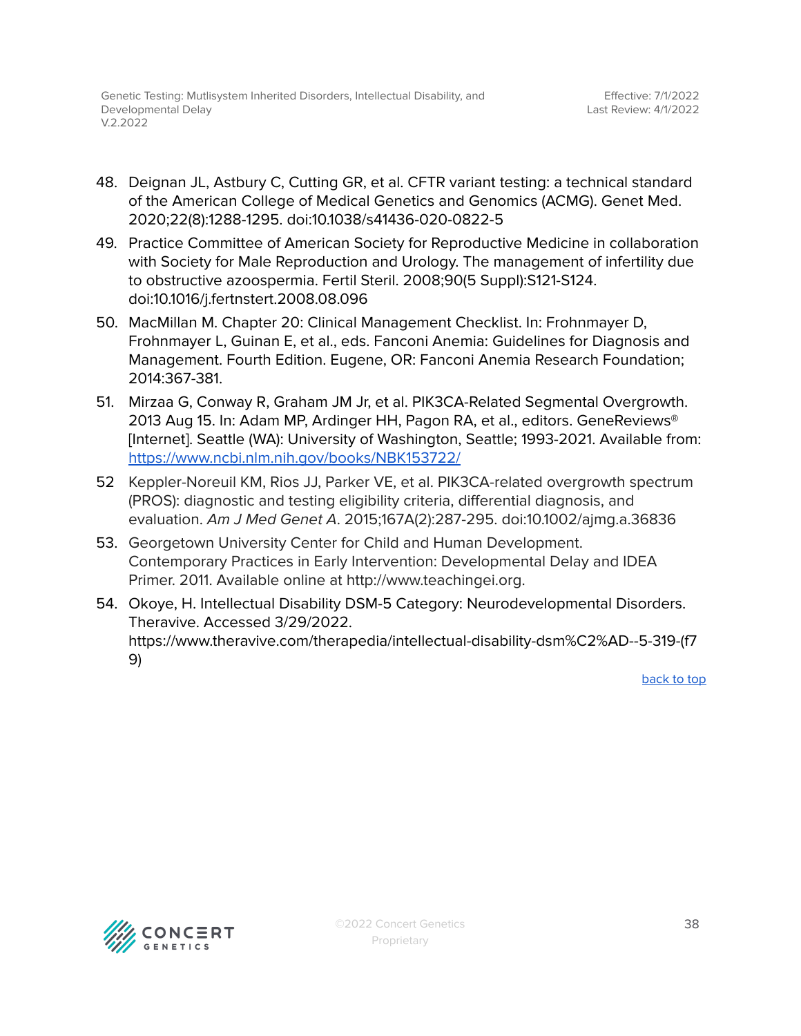48. Deignan JL, Astbury C, Cutting GR, et al. CFTR variant testing: a technical standard of the American College of Medical Genetics and Genomics (ACMG). Genet Med. 2020;22(8):1288-1295. doi:10.1038/s41436-020-0822-5
49. Practice Committee of American Society for Reproductive Medicine in collaboration with Society for Male Reproduction and Urology. The management of infertility due to obstructive azoospermia. Fertil Steril. 2008;90(5 Suppl):S121-S124. doi:10.1016/j.fertnstert.2008.08.096
50. MacMillan M. Chapter 20: Clinical Management Checklist. In: Frohnmayer D, Frohnmayer L, Guinan E, et al., eds. Fanconi Anemia: Guidelines for Diagnosis and Management. Fourth Edition. Eugene, OR: Fanconi Anemia Research Foundation; 2014:367-381.
51. Mirzaa G, Conway R, Graham JM Jr, et al. PIK3CA-Related Segmental Overgrowth. 2013 Aug 15. In: Adam MP, Ardinger HH, Pagon RA, et al., editors. GeneReviews® [Internet]. Seattle (WA): University of Washington, Seattle; 1993-2021. Available from: [https://www.ncbi.nlm.nih.gov/books/NBK153722/](https://www.ncbi.nlm.nih.gov/books/NBK153722/)
52. Keppler-Noreuil KM, Rios JJ, Parker VE, et al. PIK3CA-related overgrowth spectrum (PROS): diagnostic and testing eligibility criteria, differential diagnosis, and evaluation. *Am J Med Genet A*. 2015;167A(2):287-295. doi:10.1002/ajmg.a.36836
53. Georgetown University Center for Child and Human Development. Contemporary Practices in Early Intervention: Developmental Delay and IDEA Primer. 2011. Available online at http://www.teachingei.org.
54. Okoye, H. Intellectual Disability DSM-5 Category: Neurodevelopmental Disorders. Theravive. Accessed 3/29/2022. https://www.theravive.com/therapedia/intellectual-disability-dsm%C2%AD--5-319-(f79)

back to top